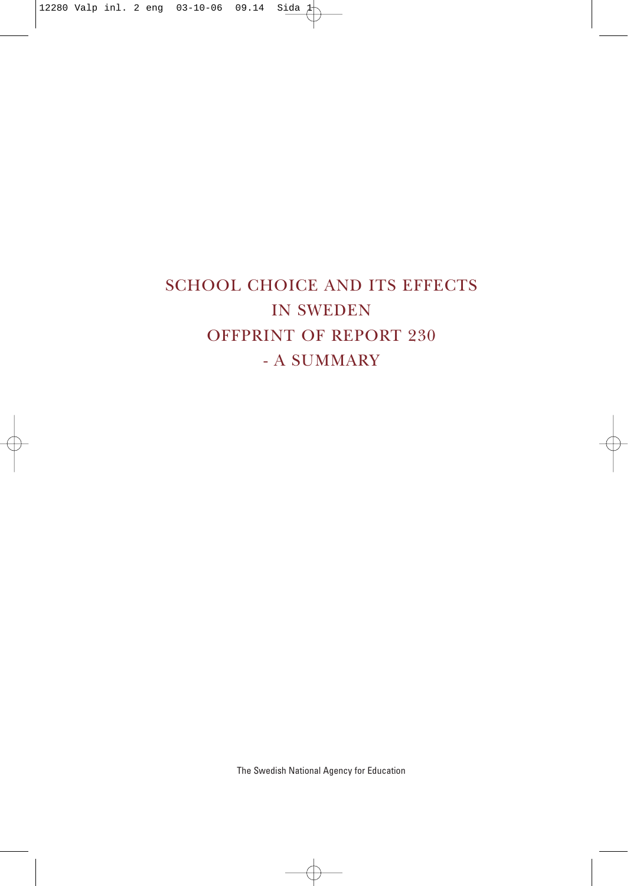# SCHOOL CHOICE AND ITS EFFECTS IN SWEDEN

# OFFPRINT OF REPORT 230

# - A SUMMARY

The Swedish National Agency for Education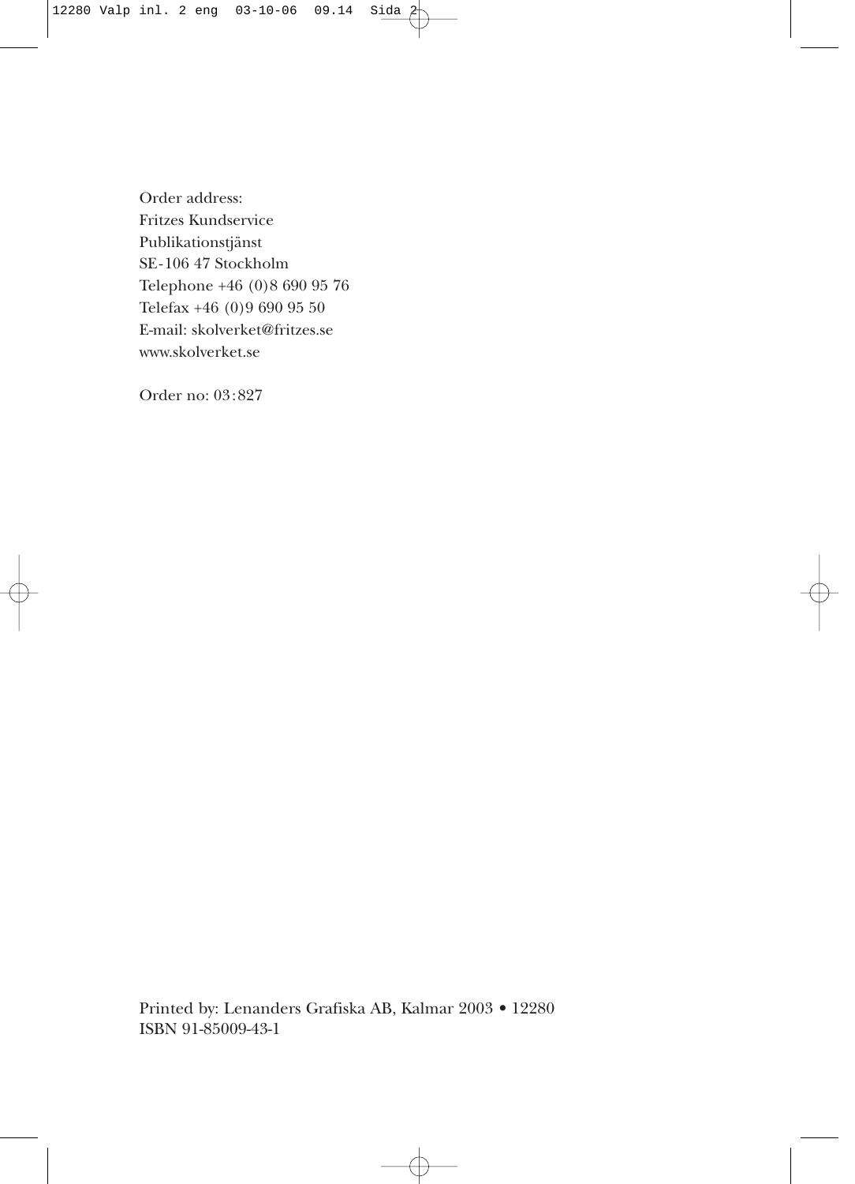Order address:  
Fritzes Kundservice  
Publikationstjänst  
SE-106 47 Stockholm  
Telephone +46 (0)8 690 95 76  
Telefax +46 (0)9 690 95 50  
E-mail: skolverket@fritzes.se  
www.skolverket.se

Order no: 03:827

Printed by: Lenanders Grafiska AB, Kalmar 2003 • 12280  
ISBN 91-85009-43-1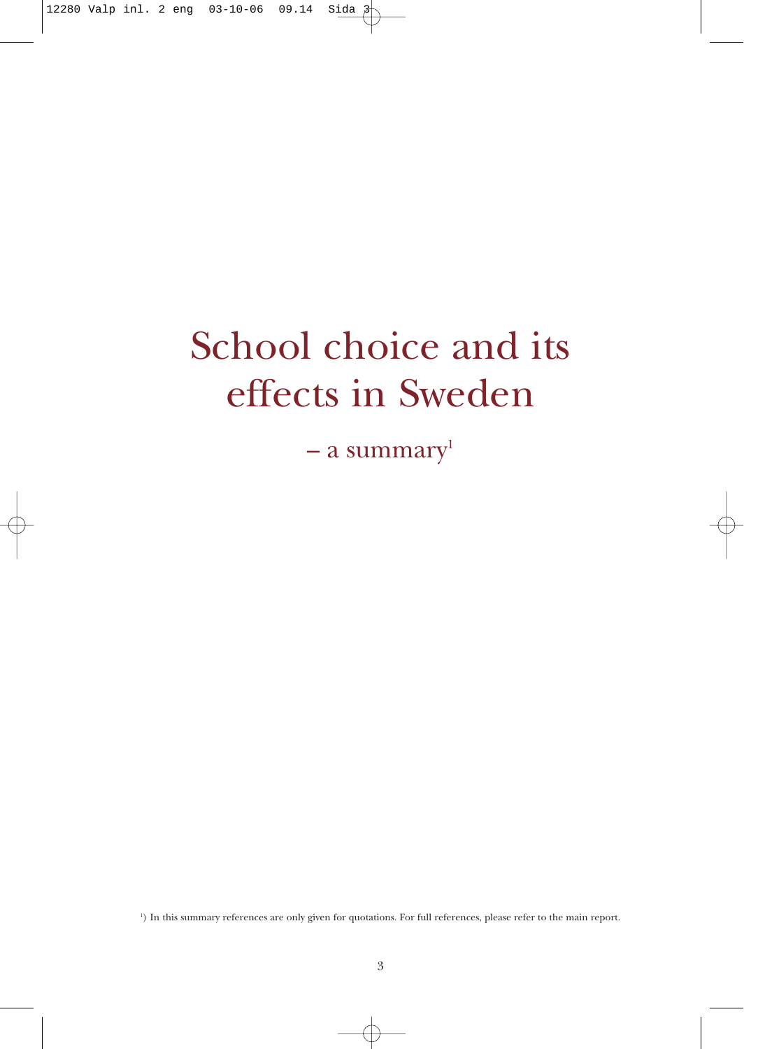# School choice and its effects in Sweden

– a summary[1]

[1]) In this summary references are only given for quotations. For full references, please refer to the main report.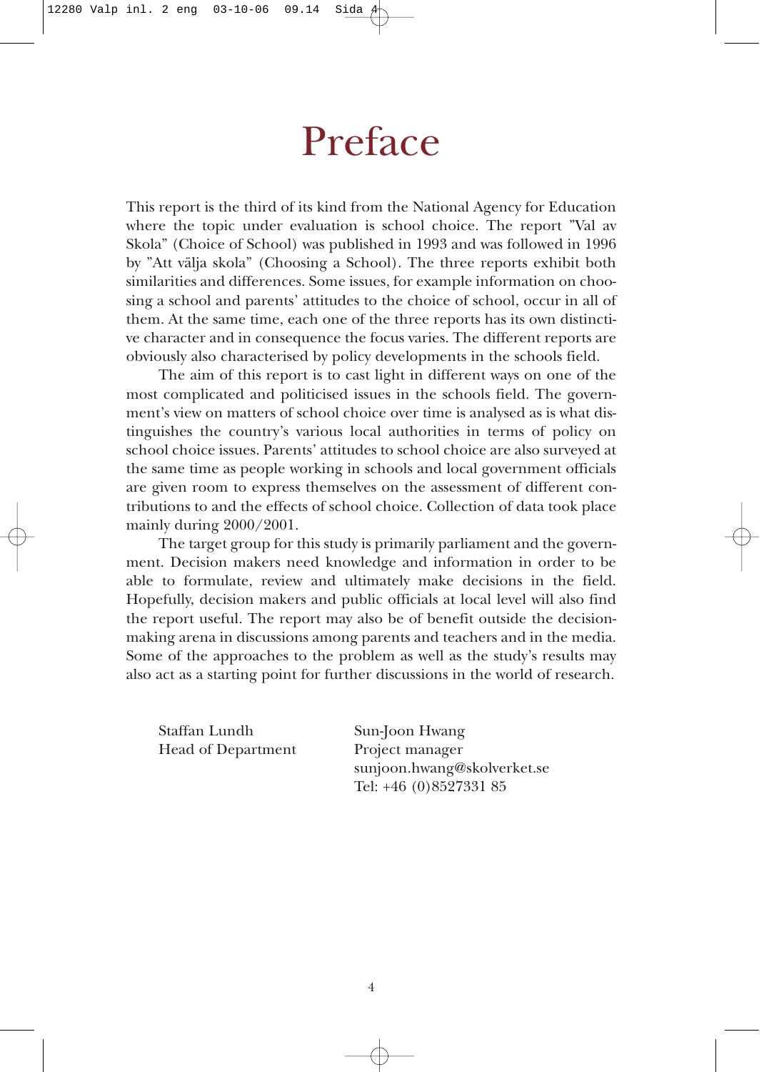# Preface

This report is the third of its kind from the National Agency for Education where the topic under evaluation is school choice. The report ”Val av Skola” (Choice of School) was published in 1993 and was followed in 1996 by ”Att välja skola” (Choosing a School). The three reports exhibit both similarities and differences. Some issues, for example information on choosing a school and parents’ attitudes to the choice of school, occur in all of them. At the same time, each one of the three reports has its own distinctive character and in consequence the focus varies. The different reports are obviously also characterised by policy developments in the schools field.

The aim of this report is to cast light in different ways on one of the most complicated and politicised issues in the schools field. The government’s view on matters of school choice over time is analysed as is what distinguishes the country’s various local authorities in terms of policy on school choice issues. Parents’ attitudes to school choice are also surveyed at the same time as people working in schools and local government officials are given room to express themselves on the assessment of different contributions to and the effects of school choice. Collection of data took place mainly during 2000/2001.

The target group for this study is primarily parliament and the government. Decision makers need knowledge and information in order to be able to formulate, review and ultimately make decisions in the field. Hopefully, decision makers and public officials at local level will also find the report useful. The report may also be of benefit outside the decision-making arena in discussions among parents and teachers and in the media. Some of the approaches to the problem as well as the study’s results may also act as a starting point for further discussions in the world of research.

Staffan Lundh
Head of Department

Sun-Joon Hwang
Project manager
sunjoon.hwang@skolverket.se
Tel: +46 (0)8527331 85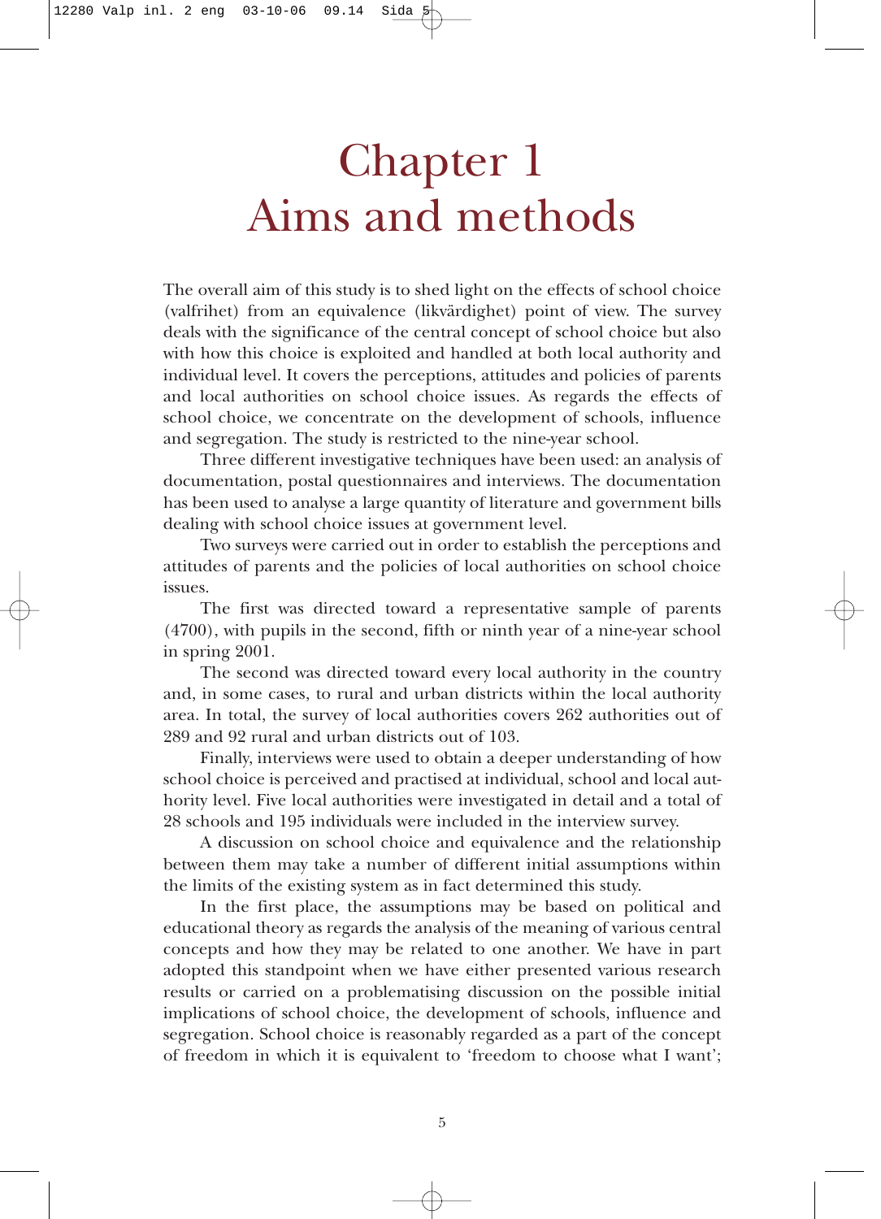# Chapter 1
# Aims and methods

The overall aim of this study is to shed light on the effects of school choice (valfrihet) from an equivalence (likvärdighet) point of view. The survey deals with the significance of the central concept of school choice but also with how this choice is exploited and handled at both local authority and individual level. It covers the perceptions, attitudes and policies of parents and local authorities on school choice issues. As regards the effects of school choice, we concentrate on the development of schools, influence and segregation. The study is restricted to the nine-year school.

Three different investigative techniques have been used: an analysis of documentation, postal questionnaires and interviews. The documentation has been used to analyse a large quantity of literature and government bills dealing with school choice issues at government level.

Two surveys were carried out in order to establish the perceptions and attitudes of parents and the policies of local authorities on school choice issues.

The first was directed toward a representative sample of parents (4700), with pupils in the second, fifth or ninth year of a nine-year school in spring 2001.

The second was directed toward every local authority in the country and, in some cases, to rural and urban districts within the local authority area. In total, the survey of local authorities covers 262 authorities out of 289 and 92 rural and urban districts out of 103.

Finally, interviews were used to obtain a deeper understanding of how school choice is perceived and practised at individual, school and local authority level. Five local authorities were investigated in detail and a total of 28 schools and 195 individuals were included in the interview survey.

A discussion on school choice and equivalence and the relationship between them may take a number of different initial assumptions within the limits of the existing system as in fact determined this study.

In the first place, the assumptions may be based on political and educational theory as regards the analysis of the meaning of various central concepts and how they may be related to one another. We have in part adopted this standpoint when we have either presented various research results or carried on a problematising discussion on the possible initial implications of school choice, the development of schools, influence and segregation. School choice is reasonably regarded as a part of the concept of freedom in which it is equivalent to 'freedom to choose what I want';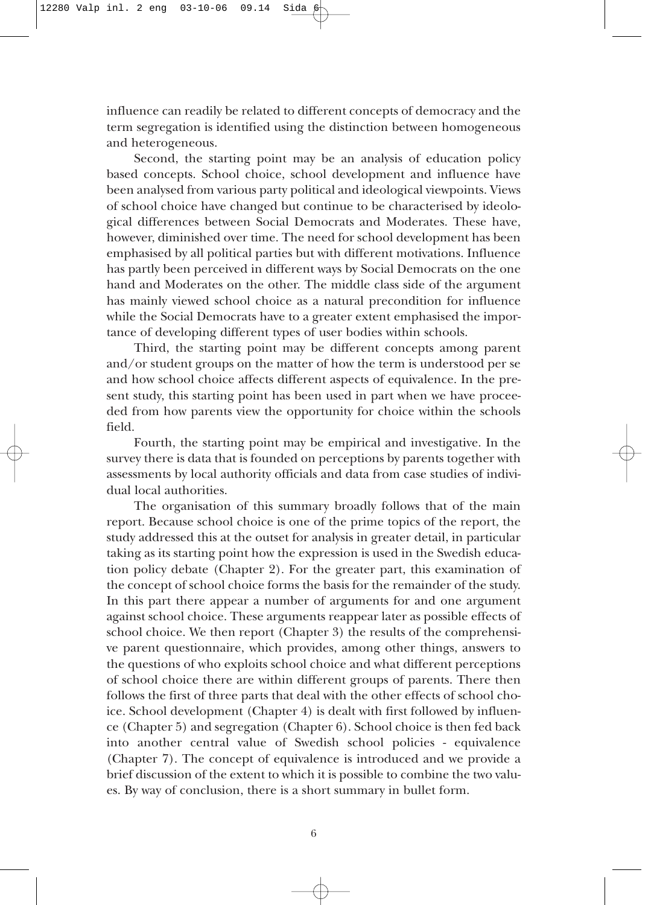influence can readily be related to different concepts of democracy and the term segregation is identified using the distinction between homogeneous and heterogeneous.

Second, the starting point may be an analysis of education policy based concepts. School choice, school development and influence have been analysed from various party political and ideological viewpoints. Views of school choice have changed but continue to be characterised by ideological differences between Social Democrats and Moderates. These have, however, diminished over time. The need for school development has been emphasised by all political parties but with different motivations. Influence has partly been perceived in different ways by Social Democrats on the one hand and Moderates on the other. The middle class side of the argument has mainly viewed school choice as a natural precondition for influence while the Social Democrats have to a greater extent emphasised the importance of developing different types of user bodies within schools.

Third, the starting point may be different concepts among parent and/or student groups on the matter of how the term is understood per se and how school choice affects different aspects of equivalence. In the present study, this starting point has been used in part when we have proceeded from how parents view the opportunity for choice within the schools field.

Fourth, the starting point may be empirical and investigative. In the survey there is data that is founded on perceptions by parents together with assessments by local authority officials and data from case studies of individual local authorities.

The organisation of this summary broadly follows that of the main report. Because school choice is one of the prime topics of the report, the study addressed this at the outset for analysis in greater detail, in particular taking as its starting point how the expression is used in the Swedish education policy debate (Chapter 2). For the greater part, this examination of the concept of school choice forms the basis for the remainder of the study. In this part there appear a number of arguments for and one argument against school choice. These arguments reappear later as possible effects of school choice. We then report (Chapter 3) the results of the comprehensive parent questionnaire, which provides, among other things, answers to the questions of who exploits school choice and what different perceptions of school choice there are within different groups of parents. There then follows the first of three parts that deal with the other effects of school choice. School development (Chapter 4) is dealt with first followed by influence (Chapter 5) and segregation (Chapter 6). School choice is then fed back into another central value of Swedish school policies - equivalence (Chapter 7). The concept of equivalence is introduced and we provide a brief discussion of the extent to which it is possible to combine the two values. By way of conclusion, there is a short summary in bullet form.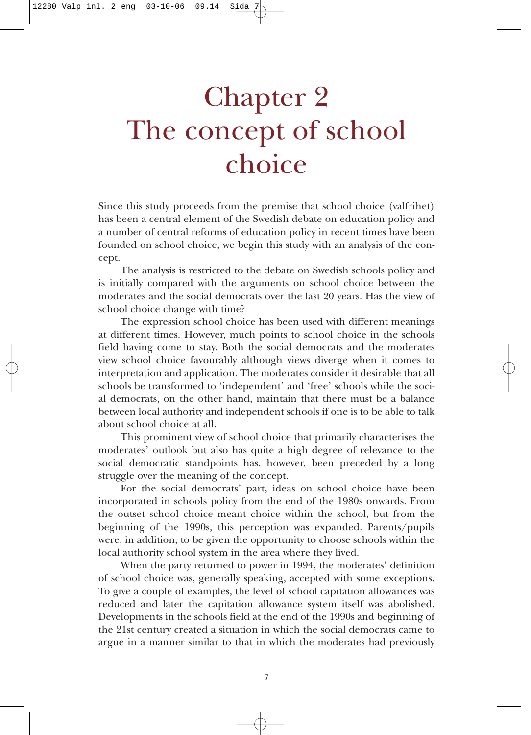# Chapter 2 The concept of school choice

Since this study proceeds from the premise that school choice (valfrihet) has been a central element of the Swedish debate on education policy and a number of central reforms of education policy in recent times have been founded on school choice, we begin this study with an analysis of the concept.

The analysis is restricted to the debate on Swedish schools policy and is initially compared with the arguments on school choice between the moderates and the social democrats over the last 20 years. Has the view of school choice change with time?

The expression school choice has been used with different meanings at different times. However, much points to school choice in the schools field having come to stay. Both the social democrats and the moderates view school choice favourably although views diverge when it comes to interpretation and application. The moderates consider it desirable that all schools be transformed to 'independent' and 'free' schools while the social democrats, on the other hand, maintain that there must be a balance between local authority and independent schools if one is to be able to talk about school choice at all.

This prominent view of school choice that primarily characterises the moderates' outlook but also has quite a high degree of relevance to the social democratic standpoints has, however, been preceded by a long struggle over the meaning of the concept.

For the social democrats' part, ideas on school choice have been incorporated in schools policy from the end of the 1980s onwards. From the outset school choice meant choice within the school, but from the beginning of the 1990s, this perception was expanded. Parents/pupils were, in addition, to be given the opportunity to choose schools within the local authority school system in the area where they lived.

When the party returned to power in 1994, the moderates' definition of school choice was, generally speaking, accepted with some exceptions. To give a couple of examples, the level of school capitation allowances was reduced and later the capitation allowance system itself was abolished. Developments in the schools field at the end of the 1990s and beginning of the 21st century created a situation in which the social democrats came to argue in a manner similar to that in which the moderates had previously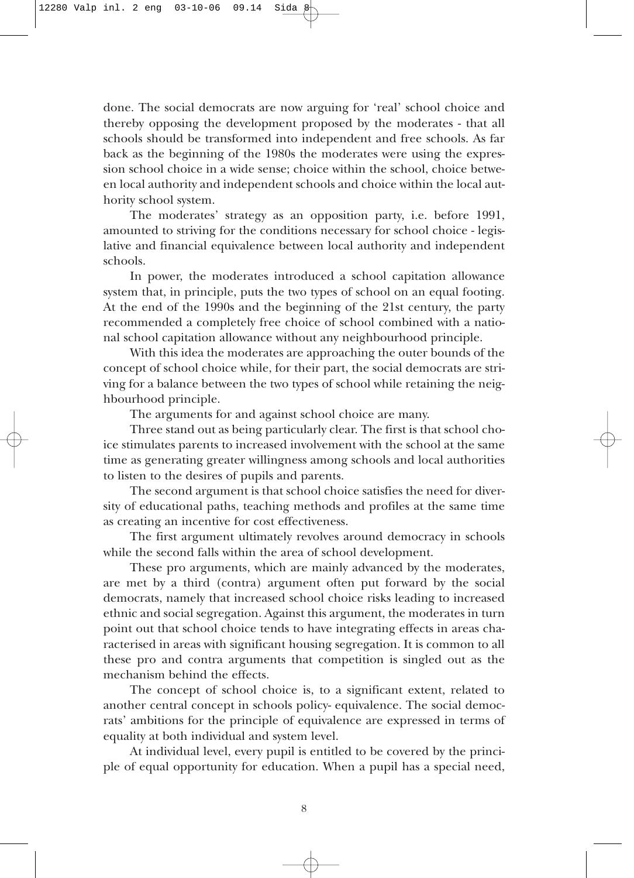done. The social democrats are now arguing for 'real' school choice and thereby opposing the development proposed by the moderates - that all schools should be transformed into independent and free schools. As far back as the beginning of the 1980s the moderates were using the expression school choice in a wide sense; choice within the school, choice between local authority and independent schools and choice within the local authority school system.

The moderates' strategy as an opposition party, i.e. before 1991, amounted to striving for the conditions necessary for school choice - legislative and financial equivalence between local authority and independent schools.

In power, the moderates introduced a school capitation allowance system that, in principle, puts the two types of school on an equal footing. At the end of the 1990s and the beginning of the 21st century, the party recommended a completely free choice of school combined with a national school capitation allowance without any neighbourhood principle.

With this idea the moderates are approaching the outer bounds of the concept of school choice while, for their part, the social democrats are striving for a balance between the two types of school while retaining the neighbourhood principle.

The arguments for and against school choice are many.

Three stand out as being particularly clear. The first is that school choice stimulates parents to increased involvement with the school at the same time as generating greater willingness among schools and local authorities to listen to the desires of pupils and parents.

The second argument is that school choice satisfies the need for diversity of educational paths, teaching methods and profiles at the same time as creating an incentive for cost effectiveness.

The first argument ultimately revolves around democracy in schools while the second falls within the area of school development.

These pro arguments, which are mainly advanced by the moderates, are met by a third (contra) argument often put forward by the social democrats, namely that increased school choice risks leading to increased ethnic and social segregation. Against this argument, the moderates in turn point out that school choice tends to have integrating effects in areas characterised in areas with significant housing segregation. It is common to all these pro and contra arguments that competition is singled out as the mechanism behind the effects.

The concept of school choice is, to a significant extent, related to another central concept in schools policy- equivalence. The social democrats' ambitions for the principle of equivalence are expressed in terms of equality at both individual and system level.

At individual level, every pupil is entitled to be covered by the principle of equal opportunity for education. When a pupil has a special need,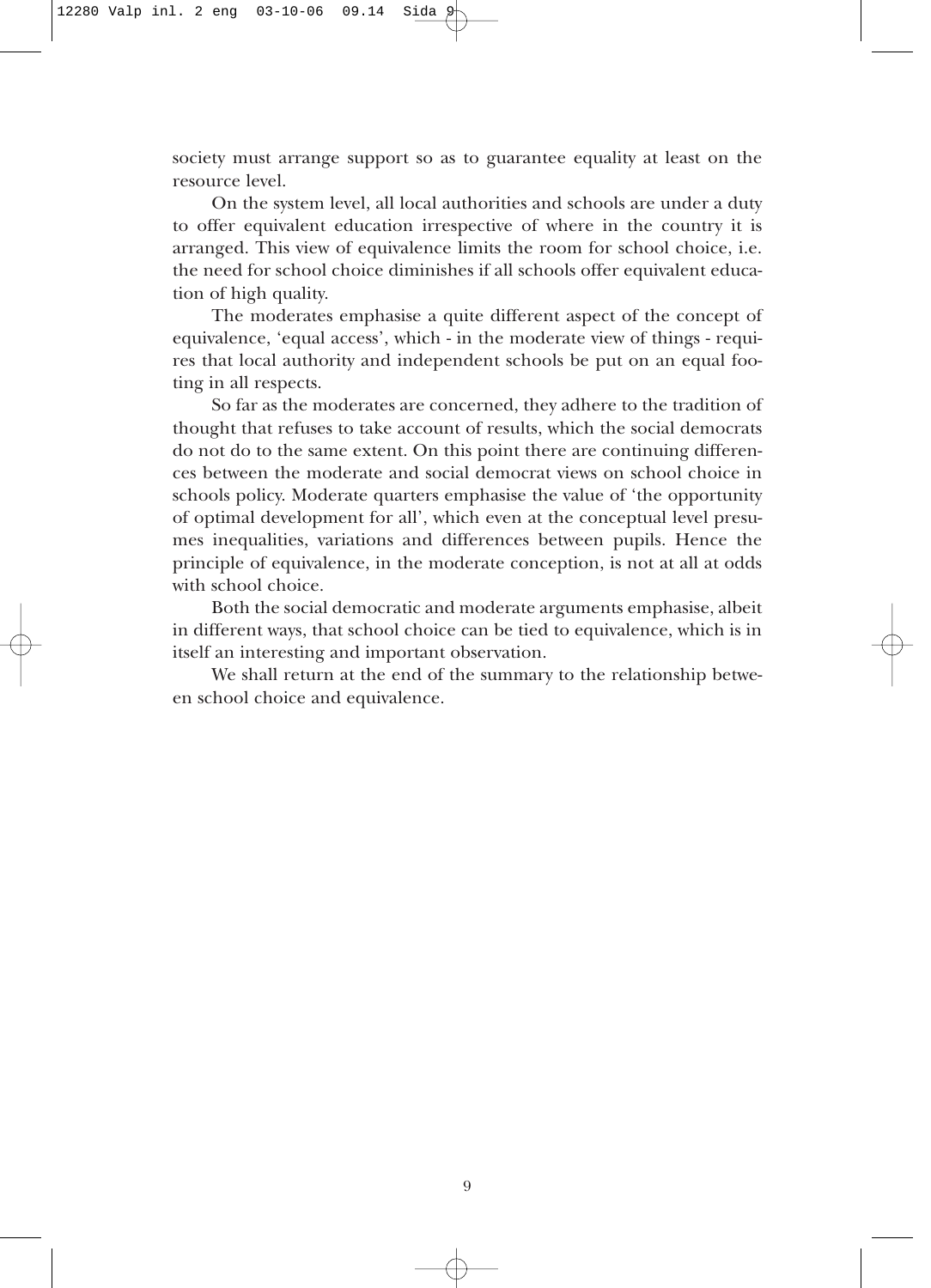society must arrange support so as to guarantee equality at least on the resource level.

On the system level, all local authorities and schools are under a duty to offer equivalent education irrespective of where in the country it is arranged. This view of equivalence limits the room for school choice, i.e. the need for school choice diminishes if all schools offer equivalent education of high quality.

The moderates emphasise a quite different aspect of the concept of equivalence, 'equal access', which - in the moderate view of things - requires that local authority and independent schools be put on an equal footing in all respects.

So far as the moderates are concerned, they adhere to the tradition of thought that refuses to take account of results, which the social democrats do not do to the same extent. On this point there are continuing differences between the moderate and social democrat views on school choice in schools policy. Moderate quarters emphasise the value of 'the opportunity of optimal development for all', which even at the conceptual level presumes inequalities, variations and differences between pupils. Hence the principle of equivalence, in the moderate conception, is not at all at odds with school choice.

Both the social democratic and moderate arguments emphasise, albeit in different ways, that school choice can be tied to equivalence, which is in itself an interesting and important observation.

We shall return at the end of the summary to the relationship between school choice and equivalence.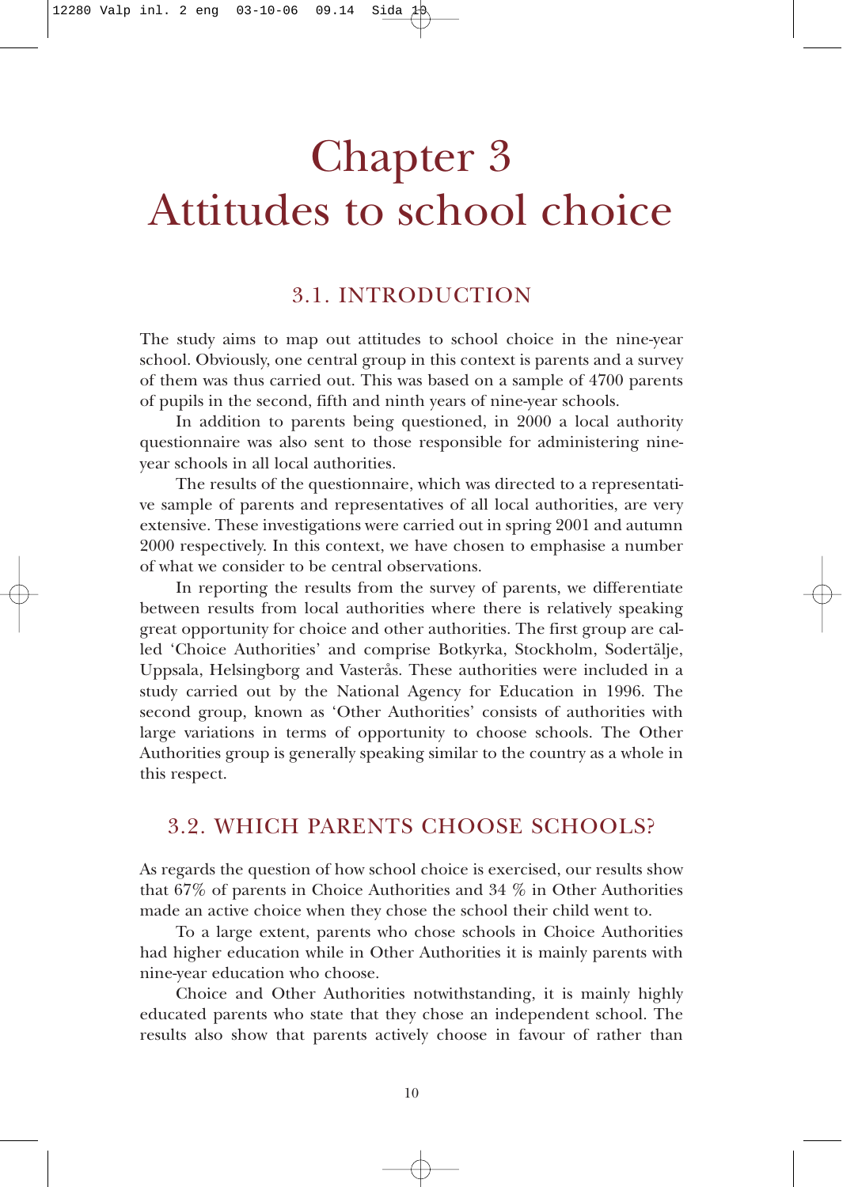# Chapter 3
# Attitudes to school choice

## 3.1. INTRODUCTION

The study aims to map out attitudes to school choice in the nine-year school. Obviously, one central group in this context is parents and a survey of them was thus carried out. This was based on a sample of 4700 parents of pupils in the second, fifth and ninth years of nine-year schools.

In addition to parents being questioned, in 2000 a local authority questionnaire was also sent to those responsible for administering nine-year schools in all local authorities.

The results of the questionnaire, which was directed to a representative sample of parents and representatives of all local authorities, are very extensive. These investigations were carried out in spring 2001 and autumn 2000 respectively. In this context, we have chosen to emphasise a number of what we consider to be central observations.

In reporting the results from the survey of parents, we differentiate between results from local authorities where there is relatively speaking great opportunity for choice and other authorities. The first group are called 'Choice Authorities' and comprise Botkyrka, Stockholm, Sodertälje, Uppsala, Helsingborg and Vasterås. These authorities were included in a study carried out by the National Agency for Education in 1996. The second group, known as 'Other Authorities' consists of authorities with large variations in terms of opportunity to choose schools. The Other Authorities group is generally speaking similar to the country as a whole in this respect.

## 3.2. WHICH PARENTS CHOOSE SCHOOLS?

As regards the question of how school choice is exercised, our results show that 67% of parents in Choice Authorities and 34 % in Other Authorities made an active choice when they chose the school their child went to.

To a large extent, parents who chose schools in Choice Authorities had higher education while in Other Authorities it is mainly parents with nine-year education who choose.

Choice and Other Authorities notwithstanding, it is mainly highly educated parents who state that they chose an independent school. The results also show that parents actively choose in favour of rather than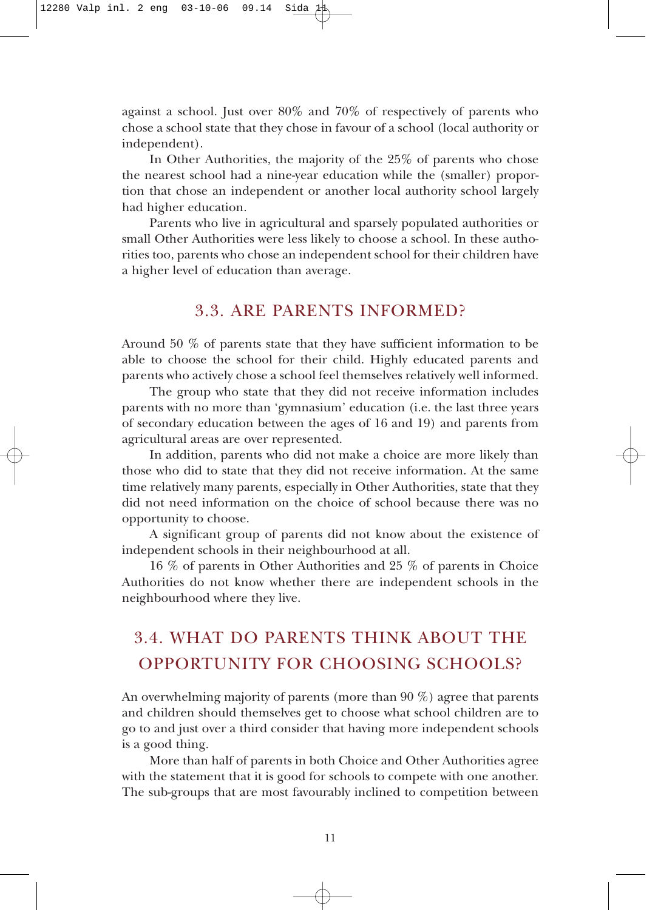against a school. Just over 80% and 70% of respectively of parents who chose a school state that they chose in favour of a school (local authority or independent).

In Other Authorities, the majority of the 25% of parents who chose the nearest school had a nine-year education while the (smaller) proportion that chose an independent or another local authority school largely had higher education.

Parents who live in agricultural and sparsely populated authorities or small Other Authorities were less likely to choose a school. In these authorities too, parents who chose an independent school for their children have a higher level of education than average.

## 3.3. ARE PARENTS INFORMED?

Around 50 % of parents state that they have sufficient information to be able to choose the school for their child. Highly educated parents and parents who actively chose a school feel themselves relatively well informed.

The group who state that they did not receive information includes parents with no more than 'gymnasium' education (i.e. the last three years of secondary education between the ages of 16 and 19) and parents from agricultural areas are over represented.

In addition, parents who did not make a choice are more likely than those who did to state that they did not receive information. At the same time relatively many parents, especially in Other Authorities, state that they did not need information on the choice of school because there was no opportunity to choose.

A significant group of parents did not know about the existence of independent schools in their neighbourhood at all.

16 % of parents in Other Authorities and 25 % of parents in Choice Authorities do not know whether there are independent schools in the neighbourhood where they live.

## 3.4. WHAT DO PARENTS THINK ABOUT THE OPPORTUNITY FOR CHOOSING SCHOOLS?

An overwhelming majority of parents (more than 90 %) agree that parents and children should themselves get to choose what school children are to go to and just over a third consider that having more independent schools is a good thing.

More than half of parents in both Choice and Other Authorities agree with the statement that it is good for schools to compete with one another. The sub-groups that are most favourably inclined to competition between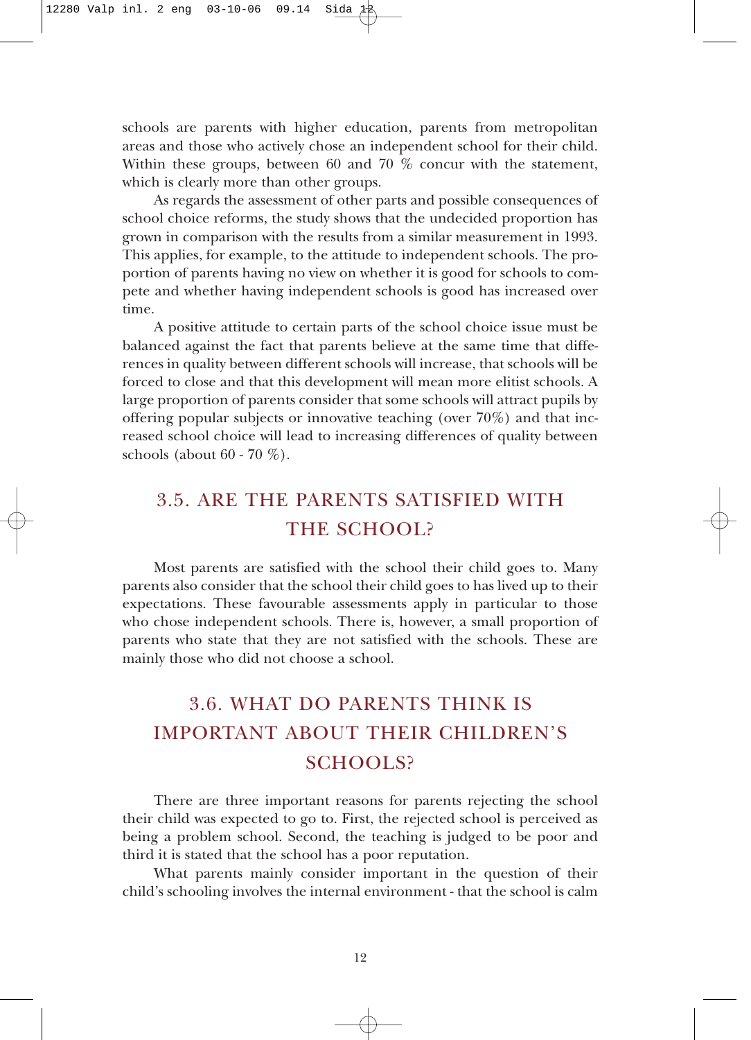schools are parents with higher education, parents from metropolitan areas and those who actively chose an independent school for their child. Within these groups, between 60 and 70 % concur with the statement, which is clearly more than other groups.

As regards the assessment of other parts and possible consequences of school choice reforms, the study shows that the undecided proportion has grown in comparison with the results from a similar measurement in 1993. This applies, for example, to the attitude to independent schools. The proportion of parents having no view on whether it is good for schools to compete and whether having independent schools is good has increased over time.

A positive attitude to certain parts of the school choice issue must be balanced against the fact that parents believe at the same time that differences in quality between different schools will increase, that schools will be forced to close and that this development will mean more elitist schools. A large proportion of parents consider that some schools will attract pupils by offering popular subjects or innovative teaching (over 70%) and that increased school choice will lead to increasing differences of quality between schools (about 60 - 70 %).

## 3.5. ARE THE PARENTS SATISFIED WITH THE SCHOOL?

Most parents are satisfied with the school their child goes to. Many parents also consider that the school their child goes to has lived up to their expectations. These favourable assessments apply in particular to those who chose independent schools. There is, however, a small proportion of parents who state that they are not satisfied with the schools. These are mainly those who did not choose a school.

## 3.6. WHAT DO PARENTS THINK IS IMPORTANT ABOUT THEIR CHILDREN'S SCHOOLS?

There are three important reasons for parents rejecting the school their child was expected to go to. First, the rejected school is perceived as being a problem school. Second, the teaching is judged to be poor and third it is stated that the school has a poor reputation.

What parents mainly consider important in the question of their child's schooling involves the internal environment - that the school is calm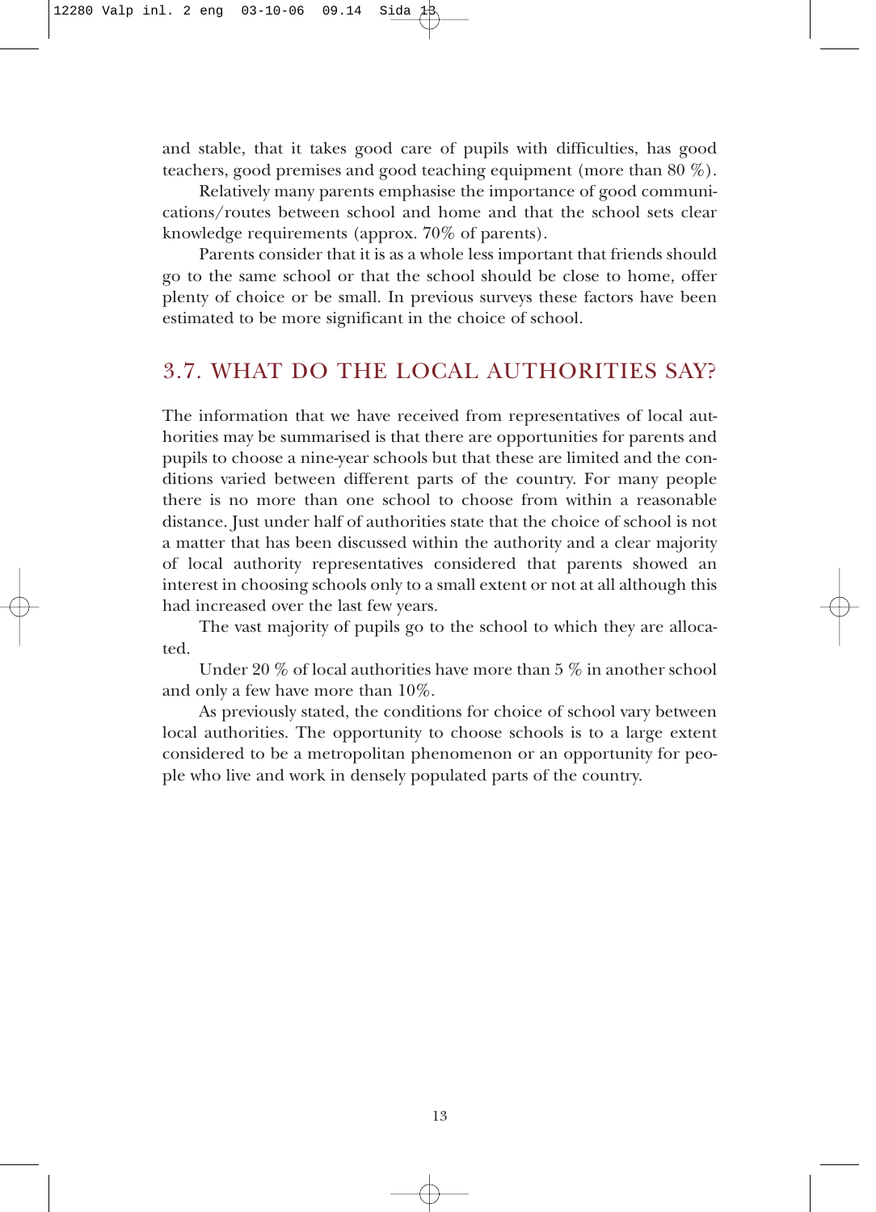and stable, that it takes good care of pupils with difficulties, has good teachers, good premises and good teaching equipment (more than 80 %).

Relatively many parents emphasise the importance of good communications/routes between school and home and that the school sets clear knowledge requirements (approx. 70% of parents).

Parents consider that it is as a whole less important that friends should go to the same school or that the school should be close to home, offer plenty of choice or be small. In previous surveys these factors have been estimated to be more significant in the choice of school.

## 3.7. WHAT DO THE LOCAL AUTHORITIES SAY?

The information that we have received from representatives of local authorities may be summarised is that there are opportunities for parents and pupils to choose a nine-year schools but that these are limited and the conditions varied between different parts of the country. For many people there is no more than one school to choose from within a reasonable distance. Just under half of authorities state that the choice of school is not a matter that has been discussed within the authority and a clear majority of local authority representatives considered that parents showed an interest in choosing schools only to a small extent or not at all although this had increased over the last few years.

The vast majority of pupils go to the school to which they are allocated.

Under 20 % of local authorities have more than 5 % in another school and only a few have more than 10%.

As previously stated, the conditions for choice of school vary between local authorities. The opportunity to choose schools is to a large extent considered to be a metropolitan phenomenon or an opportunity for people who live and work in densely populated parts of the country.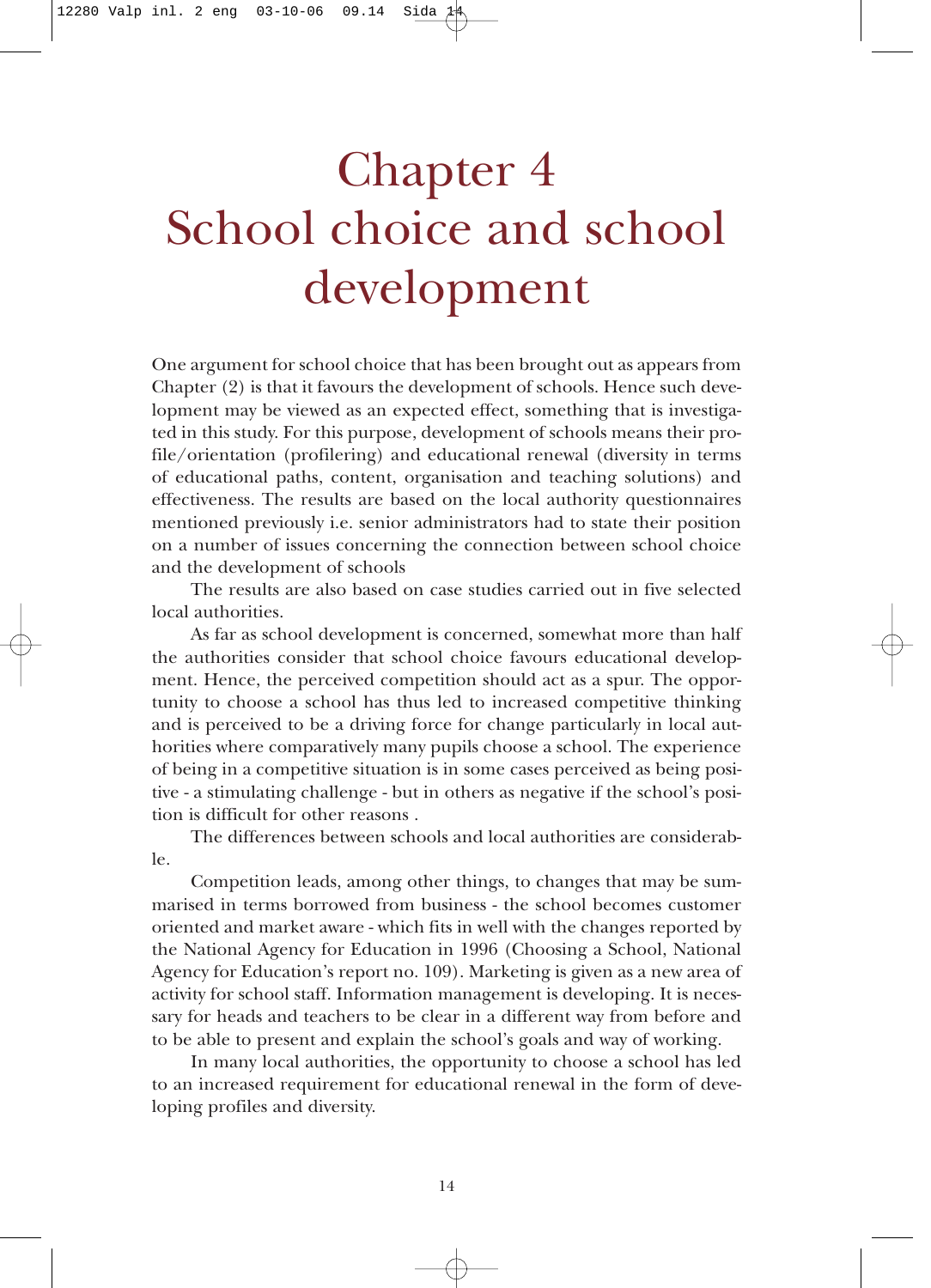# Chapter 4
# School choice and school development

One argument for school choice that has been brought out as appears from Chapter (2) is that it favours the development of schools. Hence such development may be viewed as an expected effect, something that is investigated in this study. For this purpose, development of schools means their profile/orientation (profilering) and educational renewal (diversity in terms of educational paths, content, organisation and teaching solutions) and effectiveness. The results are based on the local authority questionnaires mentioned previously i.e. senior administrators had to state their position on a number of issues concerning the connection between school choice and the development of schools

The results are also based on case studies carried out in five selected local authorities.

As far as school development is concerned, somewhat more than half the authorities consider that school choice favours educational development. Hence, the perceived competition should act as a spur. The opportunity to choose a school has thus led to increased competitive thinking and is perceived to be a driving force for change particularly in local authorities where comparatively many pupils choose a school. The experience of being in a competitive situation is in some cases perceived as being positive - a stimulating challenge - but in others as negative if the school's position is difficult for other reasons .

The differences between schools and local authorities are considerable.

Competition leads, among other things, to changes that may be summarised in terms borrowed from business - the school becomes customer oriented and market aware - which fits in well with the changes reported by the National Agency for Education in 1996 (Choosing a School, National Agency for Education's report no. 109). Marketing is given as a new area of activity for school staff. Information management is developing. It is necessary for heads and teachers to be clear in a different way from before and to be able to present and explain the school's goals and way of working.

In many local authorities, the opportunity to choose a school has led to an increased requirement for educational renewal in the form of developing profiles and diversity.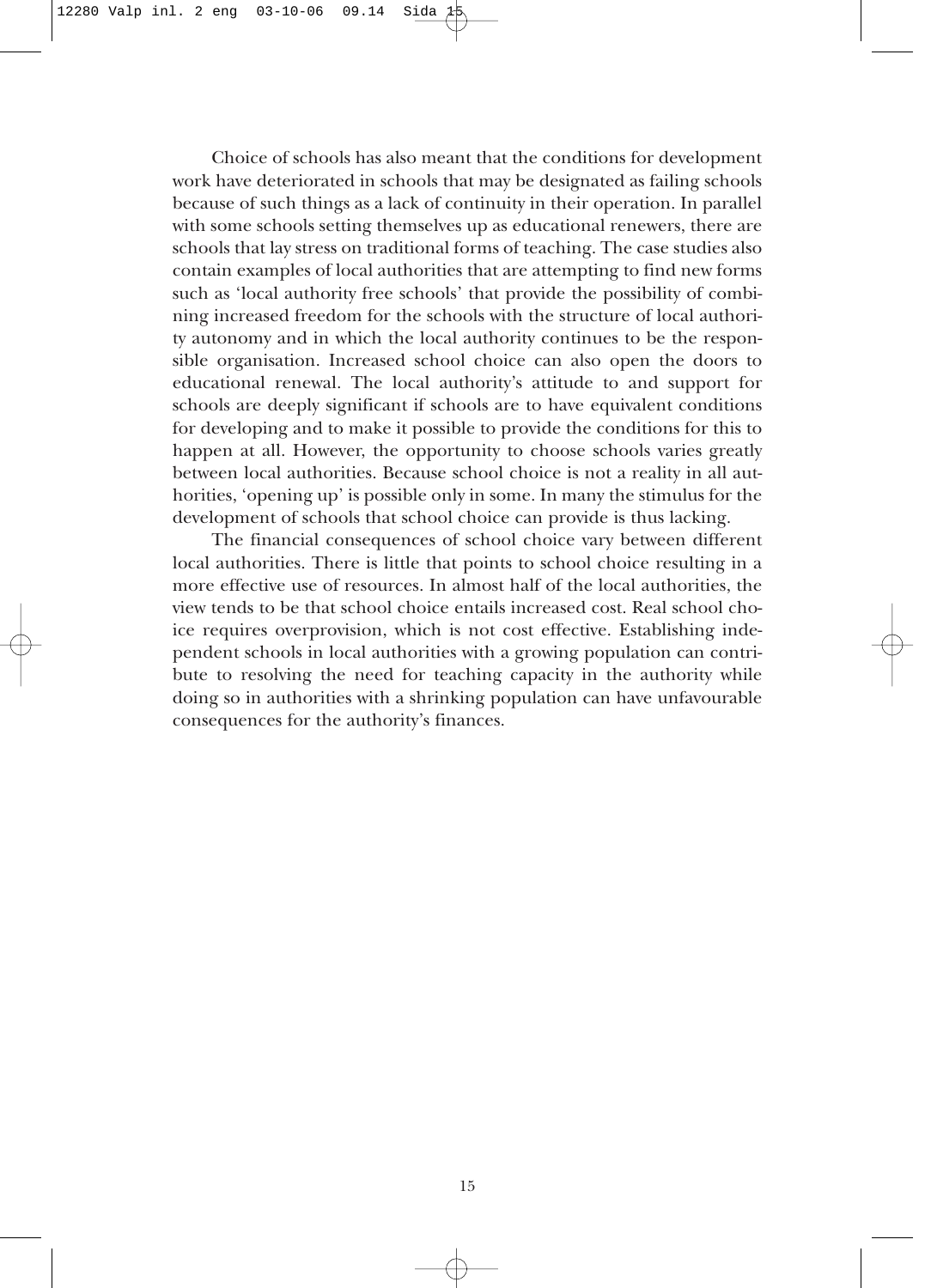Choice of schools has also meant that the conditions for development work have deteriorated in schools that may be designated as failing schools because of such things as a lack of continuity in their operation. In parallel with some schools setting themselves up as educational renewers, there are schools that lay stress on traditional forms of teaching. The case studies also contain examples of local authorities that are attempting to find new forms such as 'local authority free schools' that provide the possibility of combining increased freedom for the schools with the structure of local authority autonomy and in which the local authority continues to be the responsible organisation. Increased school choice can also open the doors to educational renewal. The local authority's attitude to and support for schools are deeply significant if schools are to have equivalent conditions for developing and to make it possible to provide the conditions for this to happen at all. However, the opportunity to choose schools varies greatly between local authorities. Because school choice is not a reality in all authorities, 'opening up' is possible only in some. In many the stimulus for the development of schools that school choice can provide is thus lacking.

The financial consequences of school choice vary between different local authorities. There is little that points to school choice resulting in a more effective use of resources. In almost half of the local authorities, the view tends to be that school choice entails increased cost. Real school choice requires overprovision, which is not cost effective. Establishing independent schools in local authorities with a growing population can contribute to resolving the need for teaching capacity in the authority while doing so in authorities with a shrinking population can have unfavourable consequences for the authority's finances.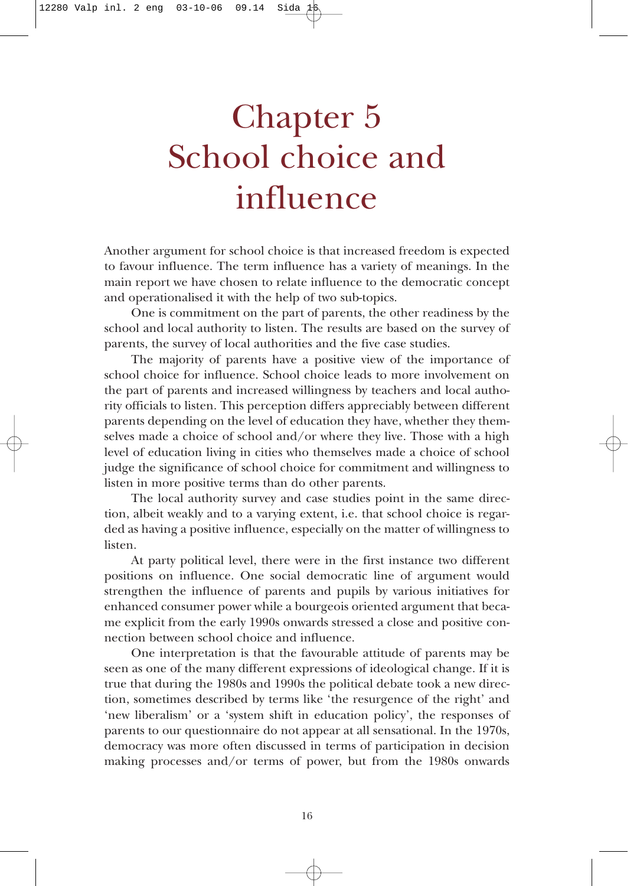# Chapter 5 School choice and influence

Another argument for school choice is that increased freedom is expected to favour influence. The term influence has a variety of meanings. In the main report we have chosen to relate influence to the democratic concept and operationalised it with the help of two sub-topics.

One is commitment on the part of parents, the other readiness by the school and local authority to listen. The results are based on the survey of parents, the survey of local authorities and the five case studies.

The majority of parents have a positive view of the importance of school choice for influence. School choice leads to more involvement on the part of parents and increased willingness by teachers and local authority officials to listen. This perception differs appreciably between different parents depending on the level of education they have, whether they themselves made a choice of school and/or where they live. Those with a high level of education living in cities who themselves made a choice of school judge the significance of school choice for commitment and willingness to listen in more positive terms than do other parents.

The local authority survey and case studies point in the same direction, albeit weakly and to a varying extent, i.e. that school choice is regarded as having a positive influence, especially on the matter of willingness to listen.

At party political level, there were in the first instance two different positions on influence. One social democratic line of argument would strengthen the influence of parents and pupils by various initiatives for enhanced consumer power while a bourgeois oriented argument that became explicit from the early 1990s onwards stressed a close and positive connection between school choice and influence.

One interpretation is that the favourable attitude of parents may be seen as one of the many different expressions of ideological change. If it is true that during the 1980s and 1990s the political debate took a new direction, sometimes described by terms like 'the resurgence of the right' and 'new liberalism' or a 'system shift in education policy', the responses of parents to our questionnaire do not appear at all sensational. In the 1970s, democracy was more often discussed in terms of participation in decision making processes and/or terms of power, but from the 1980s onwards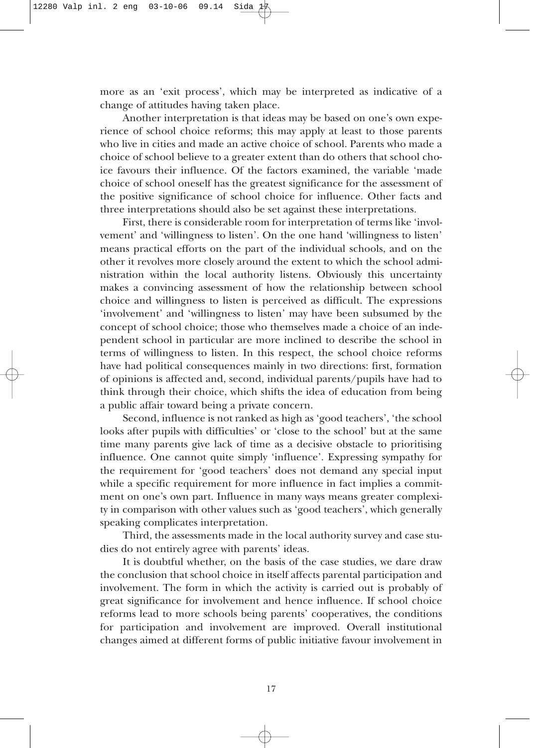more as an 'exit process', which may be interpreted as indicative of a change of attitudes having taken place.

Another interpretation is that ideas may be based on one's own experience of school choice reforms; this may apply at least to those parents who live in cities and made an active choice of school. Parents who made a choice of school believe to a greater extent than do others that school choice favours their influence. Of the factors examined, the variable 'made choice of school oneself has the greatest significance for the assessment of the positive significance of school choice for influence. Other facts and three interpretations should also be set against these interpretations.

First, there is considerable room for interpretation of terms like 'involvement' and 'willingness to listen'. On the one hand 'willingness to listen' means practical efforts on the part of the individual schools, and on the other it revolves more closely around the extent to which the school administration within the local authority listens. Obviously this uncertainty makes a convincing assessment of how the relationship between school choice and willingness to listen is perceived as difficult. The expressions 'involvement' and 'willingness to listen' may have been subsumed by the concept of school choice; those who themselves made a choice of an independent school in particular are more inclined to describe the school in terms of willingness to listen. In this respect, the school choice reforms have had political consequences mainly in two directions: first, formation of opinions is affected and, second, individual parents/pupils have had to think through their choice, which shifts the idea of education from being a public affair toward being a private concern.

Second, influence is not ranked as high as 'good teachers', 'the school looks after pupils with difficulties' or 'close to the school' but at the same time many parents give lack of time as a decisive obstacle to prioritising influence. One cannot quite simply 'influence'. Expressing sympathy for the requirement for 'good teachers' does not demand any special input while a specific requirement for more influence in fact implies a commitment on one's own part. Influence in many ways means greater complexity in comparison with other values such as 'good teachers', which generally speaking complicates interpretation.

Third, the assessments made in the local authority survey and case studies do not entirely agree with parents' ideas.

It is doubtful whether, on the basis of the case studies, we dare draw the conclusion that school choice in itself affects parental participation and involvement. The form in which the activity is carried out is probably of great significance for involvement and hence influence. If school choice reforms lead to more schools being parents' cooperatives, the conditions for participation and involvement are improved. Overall institutional changes aimed at different forms of public initiative favour involvement in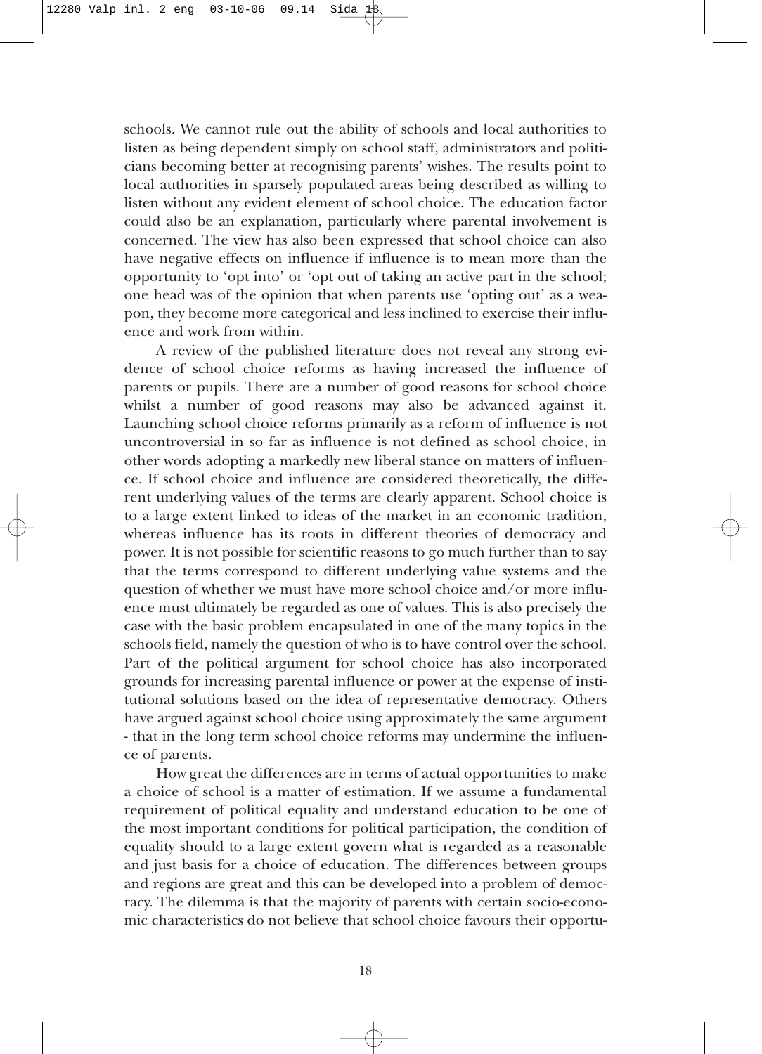schools. We cannot rule out the ability of schools and local authorities to listen as being dependent simply on school staff, administrators and politicians becoming better at recognising parents' wishes. The results point to local authorities in sparsely populated areas being described as willing to listen without any evident element of school choice. The education factor could also be an explanation, particularly where parental involvement is concerned. The view has also been expressed that school choice can also have negative effects on influence if influence is to mean more than the opportunity to 'opt into' or 'opt out of taking an active part in the school; one head was of the opinion that when parents use 'opting out' as a weapon, they become more categorical and less inclined to exercise their influence and work from within.

A review of the published literature does not reveal any strong evidence of school choice reforms as having increased the influence of parents or pupils. There are a number of good reasons for school choice whilst a number of good reasons may also be advanced against it. Launching school choice reforms primarily as a reform of influence is not uncontroversial in so far as influence is not defined as school choice, in other words adopting a markedly new liberal stance on matters of influence. If school choice and influence are considered theoretically, the different underlying values of the terms are clearly apparent. School choice is to a large extent linked to ideas of the market in an economic tradition, whereas influence has its roots in different theories of democracy and power. It is not possible for scientific reasons to go much further than to say that the terms correspond to different underlying value systems and the question of whether we must have more school choice and/or more influence must ultimately be regarded as one of values. This is also precisely the case with the basic problem encapsulated in one of the many topics in the schools field, namely the question of who is to have control over the school. Part of the political argument for school choice has also incorporated grounds for increasing parental influence or power at the expense of institutional solutions based on the idea of representative democracy. Others have argued against school choice using approximately the same argument - that in the long term school choice reforms may undermine the influence of parents.

How great the differences are in terms of actual opportunities to make a choice of school is a matter of estimation. If we assume a fundamental requirement of political equality and understand education to be one of the most important conditions for political participation, the condition of equality should to a large extent govern what is regarded as a reasonable and just basis for a choice of education. The differences between groups and regions are great and this can be developed into a problem of democracy. The dilemma is that the majority of parents with certain socio-economic characteristics do not believe that school choice favours their opportu-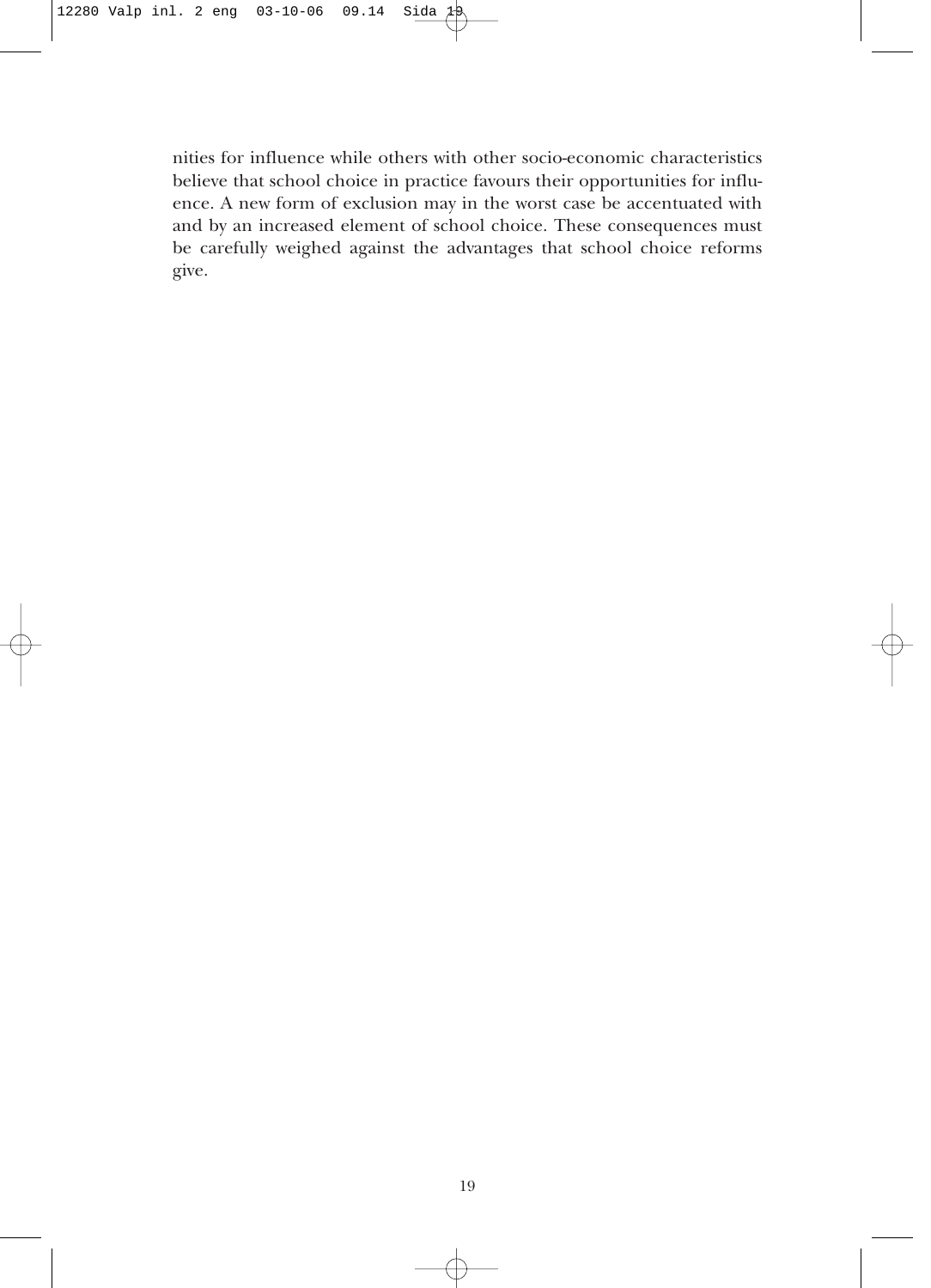nities for influence while others with other socio-economic characteristics believe that school choice in practice favours their opportunities for influence. A new form of exclusion may in the worst case be accentuated with and by an increased element of school choice. These consequences must be carefully weighed against the advantages that school choice reforms give.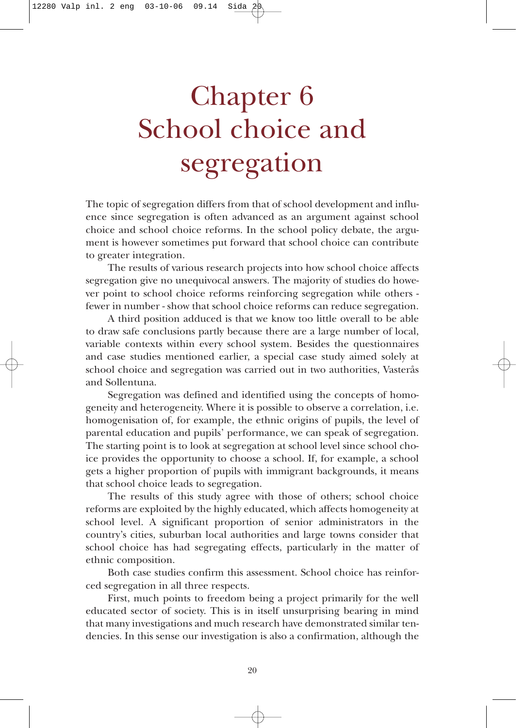# Chapter 6
# School choice and segregation

The topic of segregation differs from that of school development and influence since segregation is often advanced as an argument against school choice and school choice reforms. In the school policy debate, the argument is however sometimes put forward that school choice can contribute to greater integration.

The results of various research projects into how school choice affects segregation give no unequivocal answers. The majority of studies do however point to school choice reforms reinforcing segregation while others - fewer in number - show that school choice reforms can reduce segregation.

A third position adduced is that we know too little overall to be able to draw safe conclusions partly because there are a large number of local, variable contexts within every school system. Besides the questionnaires and case studies mentioned earlier, a special case study aimed solely at school choice and segregation was carried out in two authorities, Västerås and Sollentuna.

Segregation was defined and identified using the concepts of homogeneity and heterogeneity. Where it is possible to observe a correlation, i.e. homogenisation of, for example, the ethnic origins of pupils, the level of parental education and pupils' performance, we can speak of segregation. The starting point is to look at segregation at school level since school choice provides the opportunity to choose a school. If, for example, a school gets a higher proportion of pupils with immigrant backgrounds, it means that school choice leads to segregation.

The results of this study agree with those of others; school choice reforms are exploited by the highly educated, which affects homogeneity at school level. A significant proportion of senior administrators in the country's cities, suburban local authorities and large towns consider that school choice has had segregating effects, particularly in the matter of ethnic composition.

Both case studies confirm this assessment. School choice has reinforced segregation in all three respects.

First, much points to freedom being a project primarily for the well educated sector of society. This is in itself unsurprising bearing in mind that many investigations and much research have demonstrated similar tendencies. In this sense our investigation is also a confirmation, although the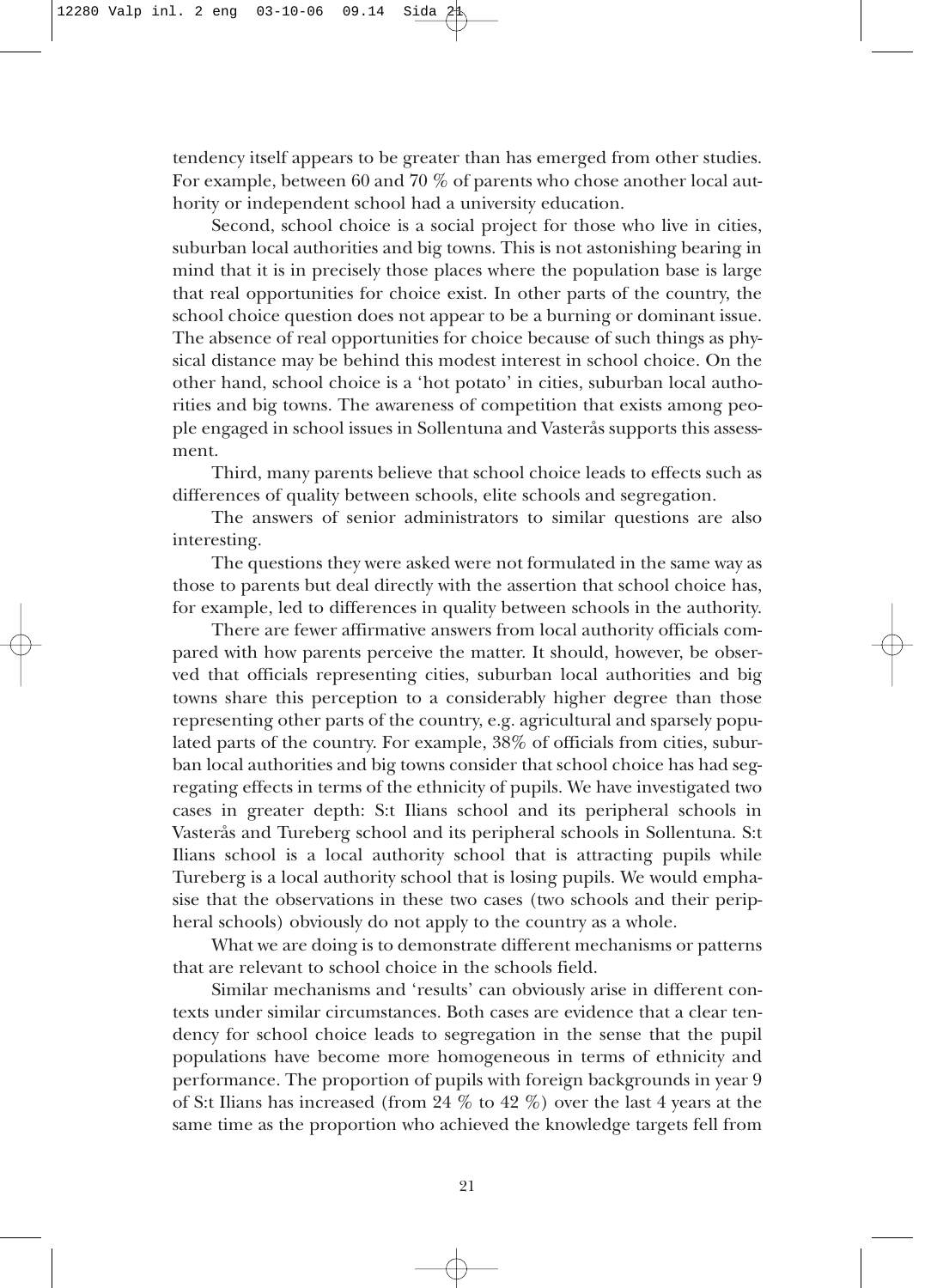tendency itself appears to be greater than has emerged from other studies. For example, between 60 and 70 % of parents who chose another local authority or independent school had a university education.

Second, school choice is a social project for those who live in cities, suburban local authorities and big towns. This is not astonishing bearing in mind that it is in precisely those places where the population base is large that real opportunities for choice exist. In other parts of the country, the school choice question does not appear to be a burning or dominant issue. The absence of real opportunities for choice because of such things as physical distance may be behind this modest interest in school choice. On the other hand, school choice is a 'hot potato' in cities, suburban local authorities and big towns. The awareness of competition that exists among people engaged in school issues in Sollentuna and Vasterås supports this assessment.

Third, many parents believe that school choice leads to effects such as differences of quality between schools, elite schools and segregation.

The answers of senior administrators to similar questions are also interesting.

The questions they were asked were not formulated in the same way as those to parents but deal directly with the assertion that school choice has, for example, led to differences in quality between schools in the authority.

There are fewer affirmative answers from local authority officials compared with how parents perceive the matter. It should, however, be observed that officials representing cities, suburban local authorities and big towns share this perception to a considerably higher degree than those representing other parts of the country, e.g. agricultural and sparsely populated parts of the country. For example, 38% of officials from cities, suburban local authorities and big towns consider that school choice has had segregating effects in terms of the ethnicity of pupils. We have investigated two cases in greater depth: S:t Ilians school and its peripheral schools in Vasterås and Tureberg school and its peripheral schools in Sollentuna. S:t Ilians school is a local authority school that is attracting pupils while Tureberg is a local authority school that is losing pupils. We would emphasise that the observations in these two cases (two schools and their peripheral schools) obviously do not apply to the country as a whole.

What we are doing is to demonstrate different mechanisms or patterns that are relevant to school choice in the schools field.

Similar mechanisms and 'results' can obviously arise in different contexts under similar circumstances. Both cases are evidence that a clear tendency for school choice leads to segregation in the sense that the pupil populations have become more homogeneous in terms of ethnicity and performance. The proportion of pupils with foreign backgrounds in year 9 of S:t Ilians has increased (from 24 % to 42 %) over the last 4 years at the same time as the proportion who achieved the knowledge targets fell from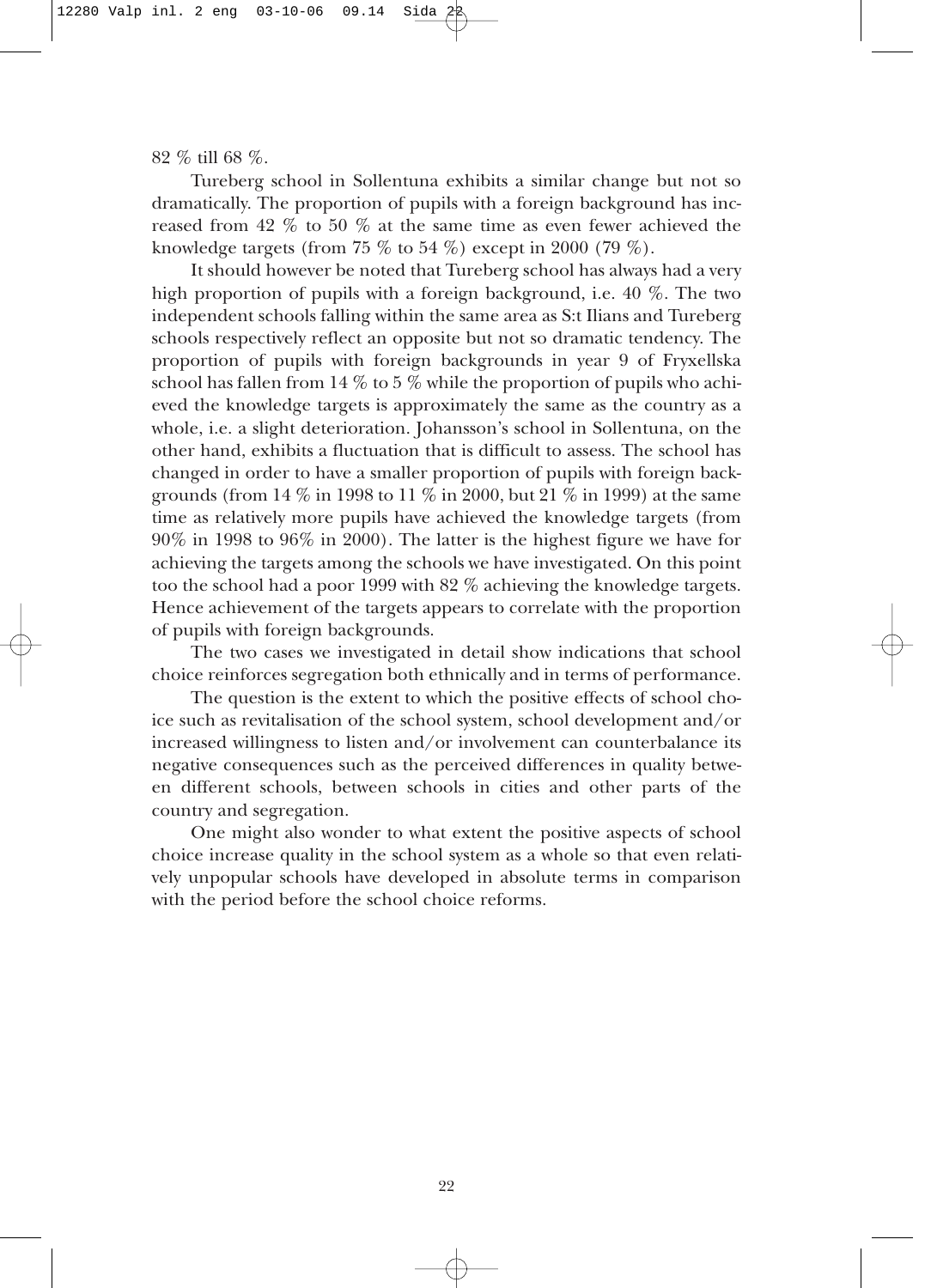82 % till 68 %.

Tureberg school in Sollentuna exhibits a similar change but not so dramatically. The proportion of pupils with a foreign background has increased from 42 % to 50 % at the same time as even fewer achieved the knowledge targets (from 75 % to 54 %) except in 2000 (79 %).

It should however be noted that Tureberg school has always had a very high proportion of pupils with a foreign background, i.e. 40 %. The two independent schools falling within the same area as S:t Ilians and Tureberg schools respectively reflect an opposite but not so dramatic tendency. The proportion of pupils with foreign backgrounds in year 9 of Fryxellska school has fallen from 14 % to 5 % while the proportion of pupils who achieved the knowledge targets is approximately the same as the country as a whole, i.e. a slight deterioration. Johansson's school in Sollentuna, on the other hand, exhibits a fluctuation that is difficult to assess. The school has changed in order to have a smaller proportion of pupils with foreign backgrounds (from 14 % in 1998 to 11 % in 2000, but 21 % in 1999) at the same time as relatively more pupils have achieved the knowledge targets (from 90% in 1998 to 96% in 2000). The latter is the highest figure we have for achieving the targets among the schools we have investigated. On this point too the school had a poor 1999 with 82 % achieving the knowledge targets. Hence achievement of the targets appears to correlate with the proportion of pupils with foreign backgrounds.

The two cases we investigated in detail show indications that school choice reinforces segregation both ethnically and in terms of performance.

The question is the extent to which the positive effects of school choice such as revitalisation of the school system, school development and/or increased willingness to listen and/or involvement can counterbalance its negative consequences such as the perceived differences in quality between different schools, between schools in cities and other parts of the country and segregation.

One might also wonder to what extent the positive aspects of school choice increase quality in the school system as a whole so that even relatively unpopular schools have developed in absolute terms in comparison with the period before the school choice reforms.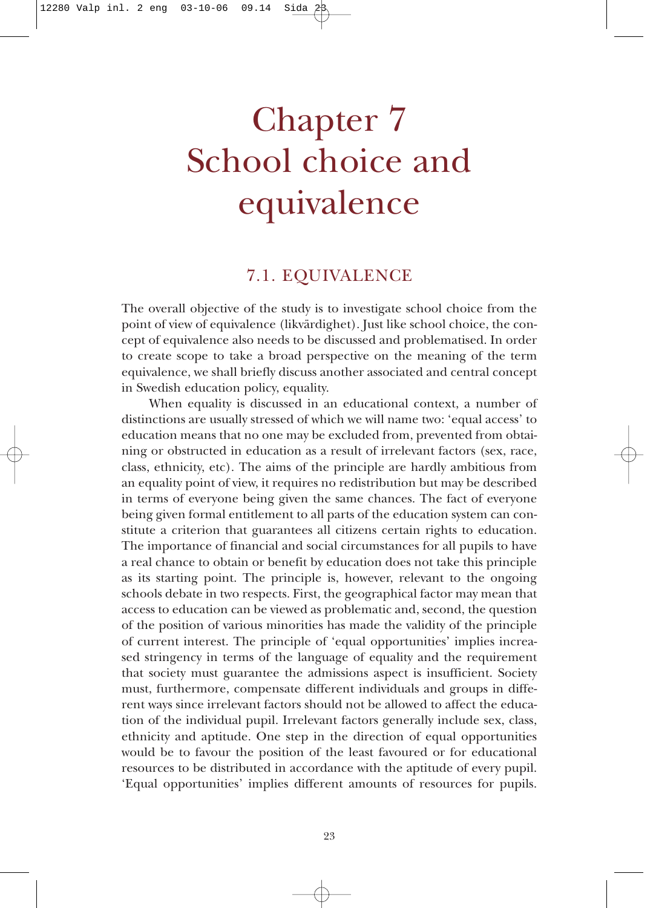# Chapter 7 School choice and equivalence

## 7.1. EQUIVALENCE

The overall objective of the study is to investigate school choice from the point of view of equivalence (likvärdighet). Just like school choice, the concept of equivalence also needs to be discussed and problematised. In order to create scope to take a broad perspective on the meaning of the term equivalence, we shall briefly discuss another associated and central concept in Swedish education policy, equality.

When equality is discussed in an educational context, a number of distinctions are usually stressed of which we will name two: 'equal access' to education means that no one may be excluded from, prevented from obtaining or obstructed in education as a result of irrelevant factors (sex, race, class, ethnicity, etc). The aims of the principle are hardly ambitious from an equality point of view, it requires no redistribution but may be described in terms of everyone being given the same chances. The fact of everyone being given formal entitlement to all parts of the education system can constitute a criterion that guarantees all citizens certain rights to education. The importance of financial and social circumstances for all pupils to have a real chance to obtain or benefit by education does not take this principle as its starting point. The principle is, however, relevant to the ongoing schools debate in two respects. First, the geographical factor may mean that access to education can be viewed as problematic and, second, the question of the position of various minorities has made the validity of the principle of current interest. The principle of 'equal opportunities' implies increased stringency in terms of the language of equality and the requirement that society must guarantee the admissions aspect is insufficient. Society must, furthermore, compensate different individuals and groups in different ways since irrelevant factors should not be allowed to affect the education of the individual pupil. Irrelevant factors generally include sex, class, ethnicity and aptitude. One step in the direction of equal opportunities would be to favour the position of the least favoured or for educational resources to be distributed in accordance with the aptitude of every pupil. 'Equal opportunities' implies different amounts of resources for pupils.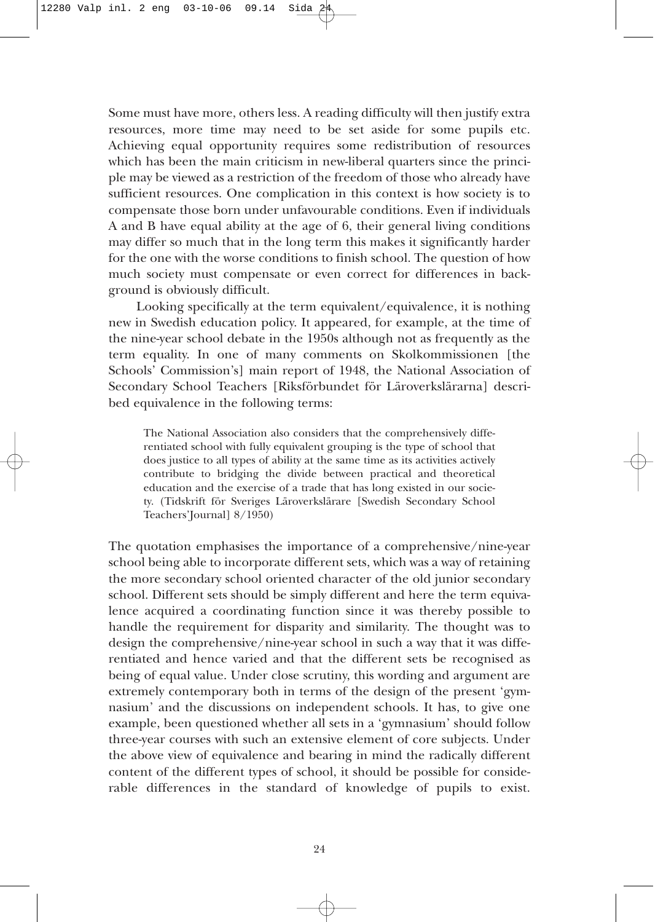Some must have more, others less. A reading difficulty will then justify extra resources, more time may need to be set aside for some pupils etc. Achieving equal opportunity requires some redistribution of resources which has been the main criticism in new-liberal quarters since the principle may be viewed as a restriction of the freedom of those who already have sufficient resources. One complication in this context is how society is to compensate those born under unfavourable conditions. Even if individuals A and B have equal ability at the age of 6, their general living conditions may differ so much that in the long term this makes it significantly harder for the one with the worse conditions to finish school. The question of how much society must compensate or even correct for differences in background is obviously difficult.

Looking specifically at the term equivalent/equivalence, it is nothing new in Swedish education policy. It appeared, for example, at the time of the nine-year school debate in the 1950s although not as frequently as the term equality. In one of many comments on Skolkommissionen [the Schools' Commission's] main report of 1948, the National Association of Secondary School Teachers [Riksförbundet för Läroverkslärarna] described equivalence in the following terms:

> The National Association also considers that the comprehensively differentiated school with fully equivalent grouping is the type of school that does justice to all types of ability at the same time as its activities actively contribute to bridging the divide between practical and theoretical education and the exercise of a trade that has long existed in our society. (Tidskrift för Sveriges Läroverkslärare [Swedish Secondary School Teachers'Journal] 8/1950)

The quotation emphasises the importance of a comprehensive/nine-year school being able to incorporate different sets, which was a way of retaining the more secondary school oriented character of the old junior secondary school. Different sets should be simply different and here the term equivalence acquired a coordinating function since it was thereby possible to handle the requirement for disparity and similarity. The thought was to design the comprehensive/nine-year school in such a way that it was differentiated and hence varied and that the different sets be recognised as being of equal value. Under close scrutiny, this wording and argument are extremely contemporary both in terms of the design of the present 'gymnasium' and the discussions on independent schools. It has, to give one example, been questioned whether all sets in a 'gymnasium' should follow three-year courses with such an extensive element of core subjects. Under the above view of equivalence and bearing in mind the radically different content of the different types of school, it should be possible for considerable differences in the standard of knowledge of pupils to exist.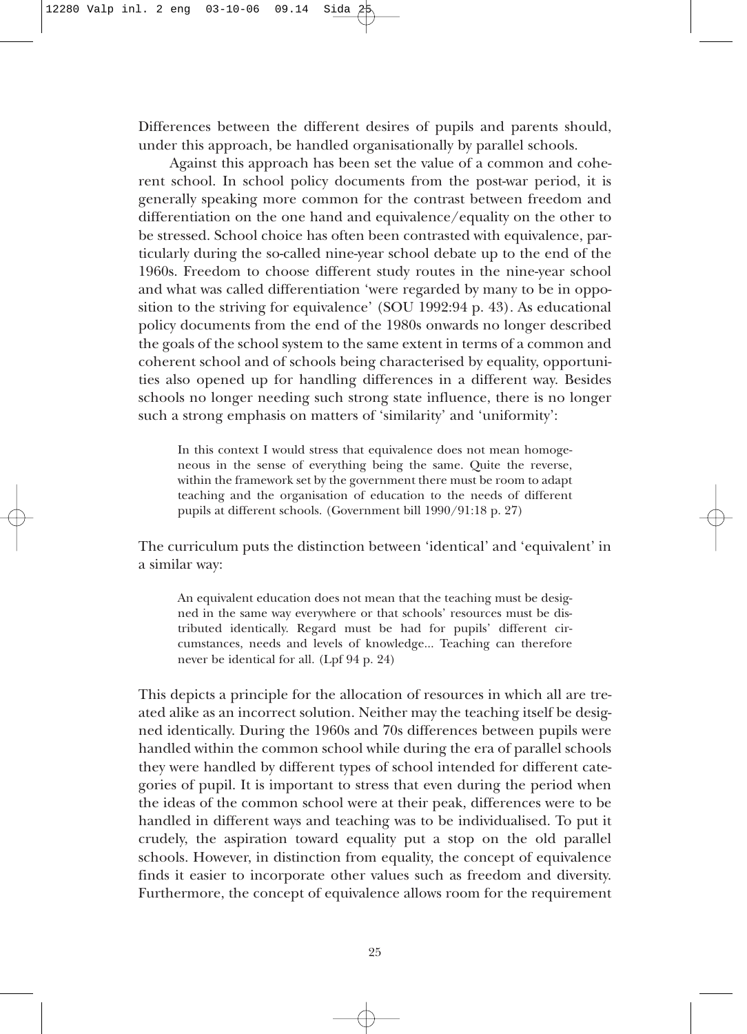Differences between the different desires of pupils and parents should, under this approach, be handled organisationally by parallel schools.

Against this approach has been set the value of a common and coherent school. In school policy documents from the post-war period, it is generally speaking more common for the contrast between freedom and differentiation on the one hand and equivalence/equality on the other to be stressed. School choice has often been contrasted with equivalence, particularly during the so-called nine-year school debate up to the end of the 1960s. Freedom to choose different study routes in the nine-year school and what was called differentiation 'were regarded by many to be in opposition to the striving for equivalence' (SOU 1992:94 p. 43). As educational policy documents from the end of the 1980s onwards no longer described the goals of the school system to the same extent in terms of a common and coherent school and of schools being characterised by equality, opportunities also opened up for handling differences in a different way. Besides schools no longer needing such strong state influence, there is no longer such a strong emphasis on matters of 'similarity' and 'uniformity':

> In this context I would stress that equivalence does not mean homogeneous in the sense of everything being the same. Quite the reverse, within the framework set by the government there must be room to adapt teaching and the organisation of education to the needs of different pupils at different schools. (Government bill 1990/91:18 p. 27)

The curriculum puts the distinction between 'identical' and 'equivalent' in a similar way:

> An equivalent education does not mean that the teaching must be designed in the same way everywhere or that schools' resources must be distributed identically. Regard must be had for pupils' different circumstances, needs and levels of knowledge... Teaching can therefore never be identical for all. (Lpf 94 p. 24)

This depicts a principle for the allocation of resources in which all are treated alike as an incorrect solution. Neither may the teaching itself be designed identically. During the 1960s and 70s differences between pupils were handled within the common school while during the era of parallel schools they were handled by different types of school intended for different categories of pupil. It is important to stress that even during the period when the ideas of the common school were at their peak, differences were to be handled in different ways and teaching was to be individualised. To put it crudely, the aspiration toward equality put a stop on the old parallel schools. However, in distinction from equality, the concept of equivalence finds it easier to incorporate other values such as freedom and diversity. Furthermore, the concept of equivalence allows room for the requirement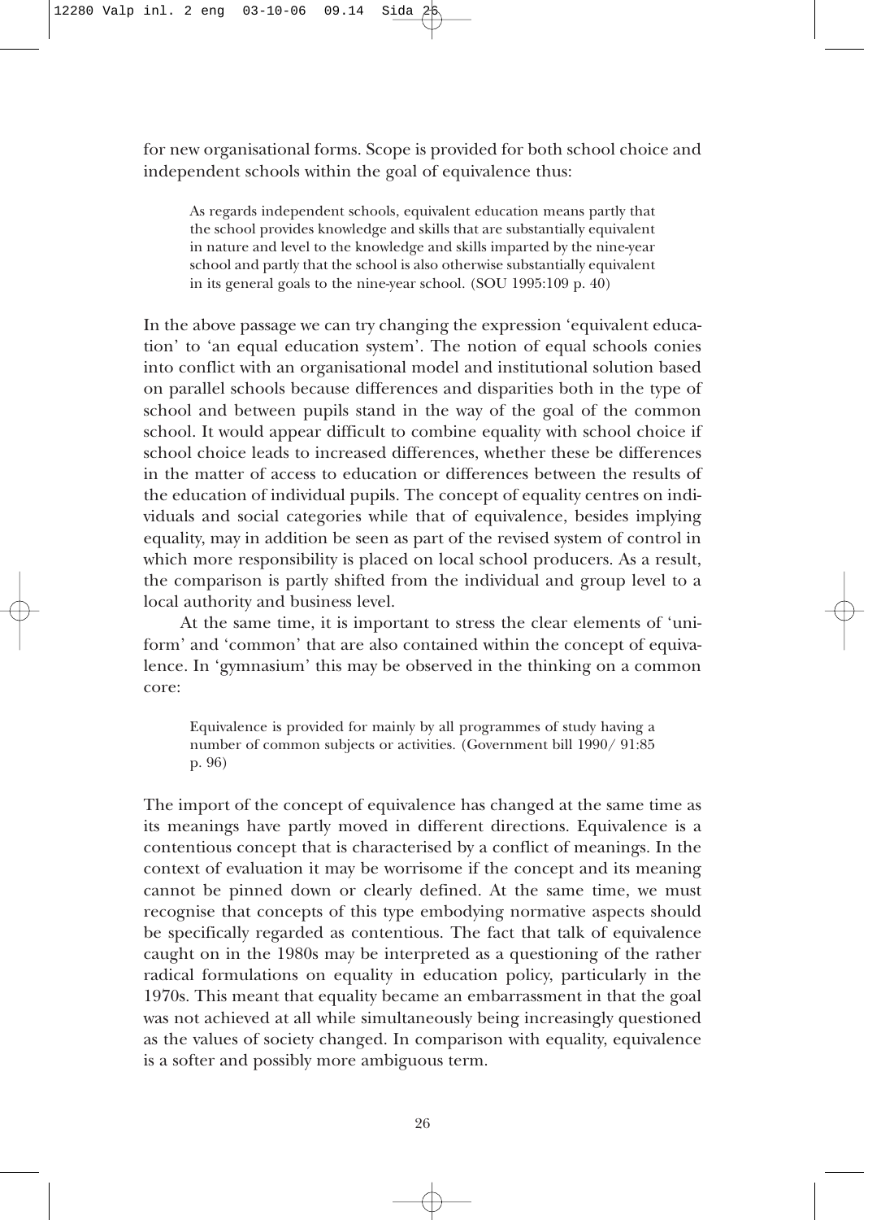for new organisational forms. Scope is provided for both school choice and independent schools within the goal of equivalence thus:

> As regards independent schools, equivalent education means partly that the school provides knowledge and skills that are substantially equivalent in nature and level to the knowledge and skills imparted by the nine-year school and partly that the school is also otherwise substantially equivalent in its general goals to the nine-year school. (SOU 1995:109 p. 40)

In the above passage we can try changing the expression 'equivalent education' to 'an equal education system'. The notion of equal schools conies into conflict with an organisational model and institutional solution based on parallel schools because differences and disparities both in the type of school and between pupils stand in the way of the goal of the common school. It would appear difficult to combine equality with school choice if school choice leads to increased differences, whether these be differences in the matter of access to education or differences between the results of the education of individual pupils. The concept of equality centres on individuals and social categories while that of equivalence, besides implying equality, may in addition be seen as part of the revised system of control in which more responsibility is placed on local school producers. As a result, the comparison is partly shifted from the individual and group level to a local authority and business level.

At the same time, it is important to stress the clear elements of 'uniform' and 'common' that are also contained within the concept of equivalence. In 'gymnasium' this may be observed in the thinking on a common core:

> Equivalence is provided for mainly by all programmes of study having a number of common subjects or activities. (Government bill 1990/ 91:85 p. 96)

The import of the concept of equivalence has changed at the same time as its meanings have partly moved in different directions. Equivalence is a contentious concept that is characterised by a conflict of meanings. In the context of evaluation it may be worrisome if the concept and its meaning cannot be pinned down or clearly defined. At the same time, we must recognise that concepts of this type embodying normative aspects should be specifically regarded as contentious. The fact that talk of equivalence caught on in the 1980s may be interpreted as a questioning of the rather radical formulations on equality in education policy, particularly in the 1970s. This meant that equality became an embarrassment in that the goal was not achieved at all while simultaneously being increasingly questioned as the values of society changed. In comparison with equality, equivalence is a softer and possibly more ambiguous term.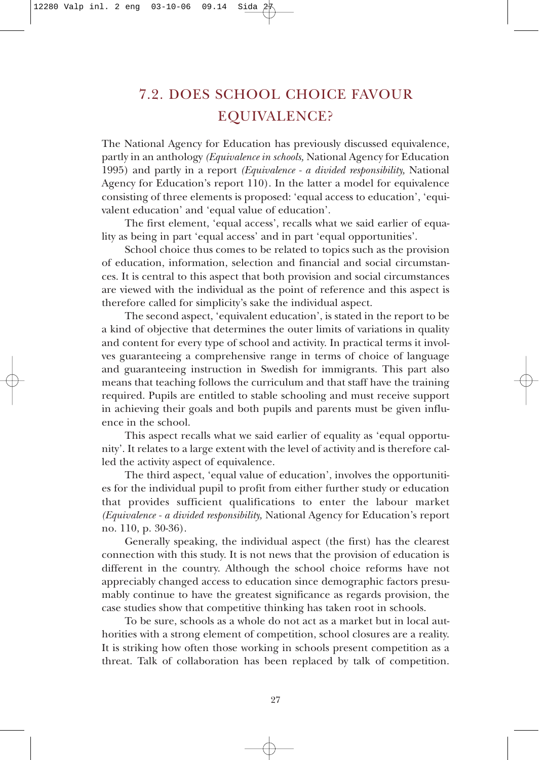## 7.2. DOES SCHOOL CHOICE FAVOUR EQUIVALENCE?

The National Agency for Education has previously discussed equivalence, partly in an anthology *(Equivalence in schools,* National Agency for Education 1995) and partly in a report *(Equivalence - a divided responsibility,* National Agency for Education's report 110). In the latter a model for equivalence consisting of three elements is proposed: 'equal access to education', 'equivalent education' and 'equal value of education'.

The first element, 'equal access', recalls what we said earlier of equality as being in part 'equal access' and in part 'equal opportunities'.

School choice thus comes to be related to topics such as the provision of education, information, selection and financial and social circumstances. It is central to this aspect that both provision and social circumstances are viewed with the individual as the point of reference and this aspect is therefore called for simplicity's sake the individual aspect.

The second aspect, 'equivalent education', is stated in the report to be a kind of objective that determines the outer limits of variations in quality and content for every type of school and activity. In practical terms it involves guaranteeing a comprehensive range in terms of choice of language and guaranteeing instruction in Swedish for immigrants. This part also means that teaching follows the curriculum and that staff have the training required. Pupils are entitled to stable schooling and must receive support in achieving their goals and both pupils and parents must be given influence in the school.

This aspect recalls what we said earlier of equality as 'equal opportunity'. It relates to a large extent with the level of activity and is therefore called the activity aspect of equivalence.

The third aspect, 'equal value of education', involves the opportunities for the individual pupil to profit from either further study or education that provides sufficient qualifications to enter the labour market *(Equivalence - a divided responsibility,* National Agency for Education's report no. 110, p. 30-36).

Generally speaking, the individual aspect (the first) has the clearest connection with this study. It is not news that the provision of education is different in the country. Although the school choice reforms have not appreciably changed access to education since demographic factors presumably continue to have the greatest significance as regards provision, the case studies show that competitive thinking has taken root in schools.

To be sure, schools as a whole do not act as a market but in local authorities with a strong element of competition, school closures are a reality. It is striking how often those working in schools present competition as a threat. Talk of collaboration has been replaced by talk of competition.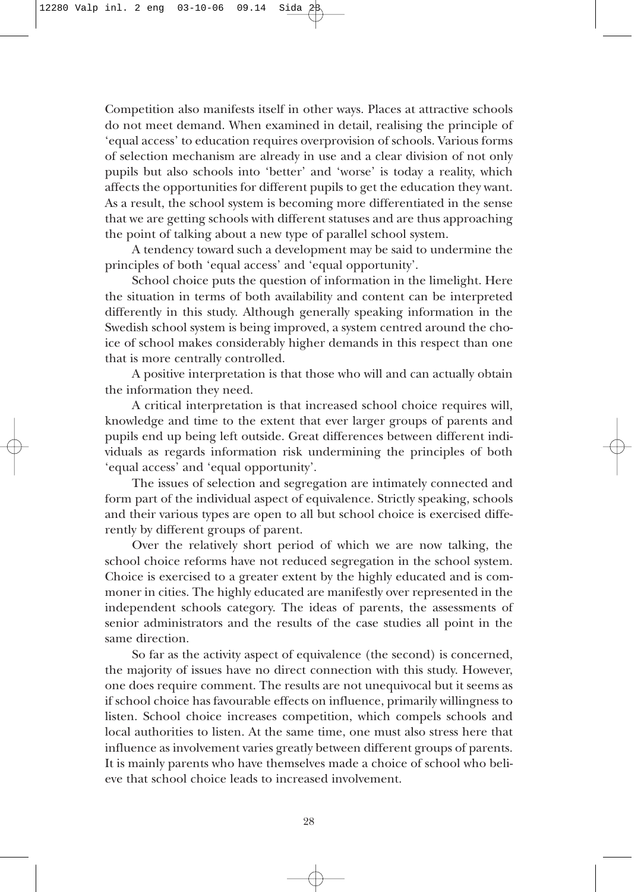Competition also manifests itself in other ways. Places at attractive schools do not meet demand. When examined in detail, realising the principle of 'equal access' to education requires overprovision of schools. Various forms of selection mechanism are already in use and a clear division of not only pupils but also schools into 'better' and 'worse' is today a reality, which affects the opportunities for different pupils to get the education they want. As a result, the school system is becoming more differentiated in the sense that we are getting schools with different statuses and are thus approaching the point of talking about a new type of parallel school system.

A tendency toward such a development may be said to undermine the principles of both 'equal access' and 'equal opportunity'.

School choice puts the question of information in the limelight. Here the situation in terms of both availability and content can be interpreted differently in this study. Although generally speaking information in the Swedish school system is being improved, a system centred around the choice of school makes considerably higher demands in this respect than one that is more centrally controlled.

A positive interpretation is that those who will and can actually obtain the information they need.

A critical interpretation is that increased school choice requires will, knowledge and time to the extent that ever larger groups of parents and pupils end up being left outside. Great differences between different individuals as regards information risk undermining the principles of both 'equal access' and 'equal opportunity'.

The issues of selection and segregation are intimately connected and form part of the individual aspect of equivalence. Strictly speaking, schools and their various types are open to all but school choice is exercised differently by different groups of parent.

Over the relatively short period of which we are now talking, the school choice reforms have not reduced segregation in the school system. Choice is exercised to a greater extent by the highly educated and is commoner in cities. The highly educated are manifestly over represented in the independent schools category. The ideas of parents, the assessments of senior administrators and the results of the case studies all point in the same direction.

So far as the activity aspect of equivalence (the second) is concerned, the majority of issues have no direct connection with this study. However, one does require comment. The results are not unequivocal but it seems as if school choice has favourable effects on influence, primarily willingness to listen. School choice increases competition, which compels schools and local authorities to listen. At the same time, one must also stress here that influence as involvement varies greatly between different groups of parents. It is mainly parents who have themselves made a choice of school who believe that school choice leads to increased involvement.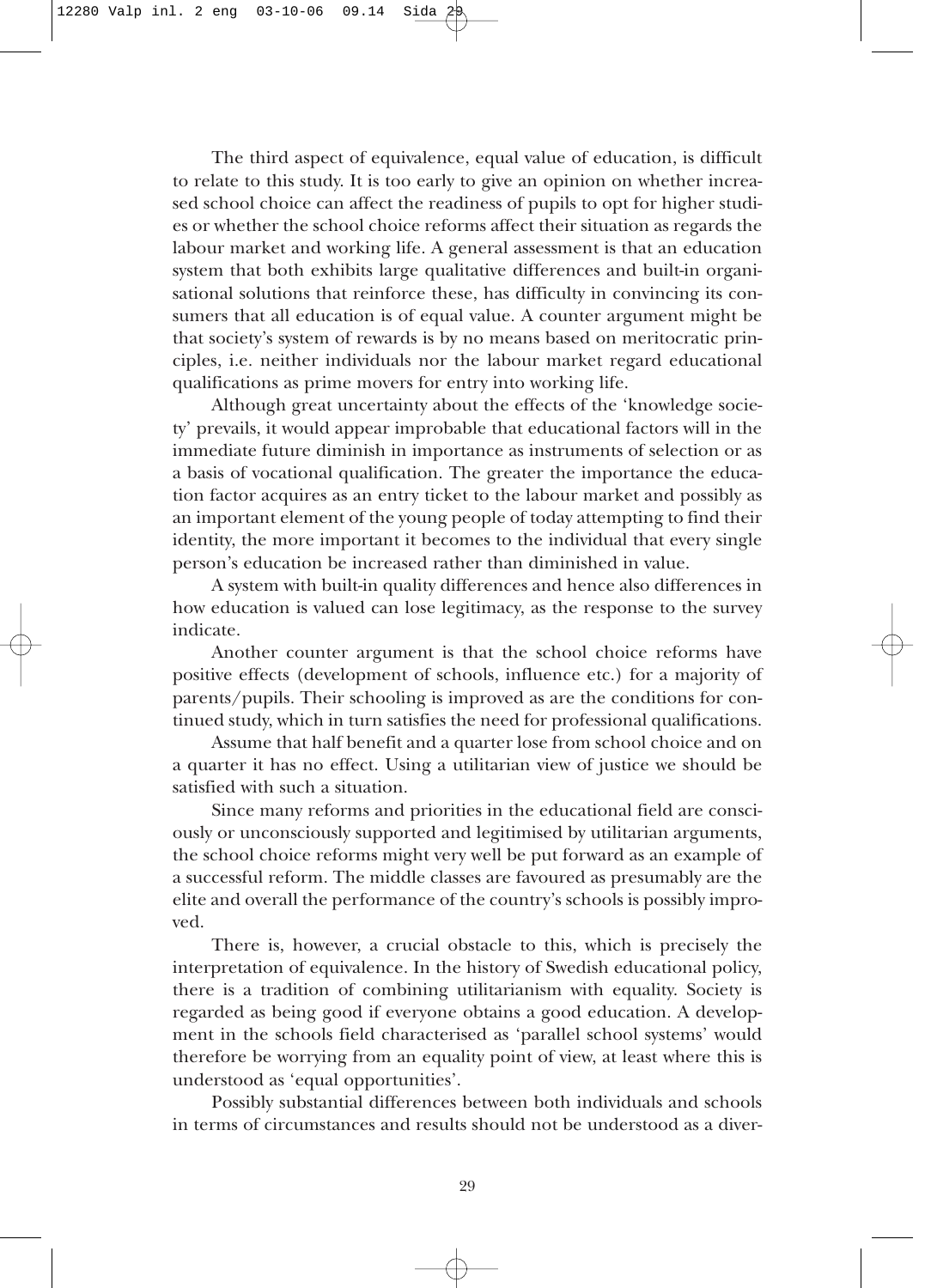The third aspect of equivalence, equal value of education, is difficult to relate to this study. It is too early to give an opinion on whether increased school choice can affect the readiness of pupils to opt for higher studies or whether the school choice reforms affect their situation as regards the labour market and working life. A general assessment is that an education system that both exhibits large qualitative differences and built-in organisational solutions that reinforce these, has difficulty in convincing its consumers that all education is of equal value. A counter argument might be that society's system of rewards is by no means based on meritocratic principles, i.e. neither individuals nor the labour market regard educational qualifications as prime movers for entry into working life.

Although great uncertainty about the effects of the 'knowledge society' prevails, it would appear improbable that educational factors will in the immediate future diminish in importance as instruments of selection or as a basis of vocational qualification. The greater the importance the education factor acquires as an entry ticket to the labour market and possibly as an important element of the young people of today attempting to find their identity, the more important it becomes to the individual that every single person's education be increased rather than diminished in value.

A system with built-in quality differences and hence also differences in how education is valued can lose legitimacy, as the response to the survey indicate.

Another counter argument is that the school choice reforms have positive effects (development of schools, influence etc.) for a majority of parents/pupils. Their schooling is improved as are the conditions for continued study, which in turn satisfies the need for professional qualifications.

Assume that half benefit and a quarter lose from school choice and on a quarter it has no effect. Using a utilitarian view of justice we should be satisfied with such a situation.

Since many reforms and priorities in the educational field are consciously or unconsciously supported and legitimised by utilitarian arguments, the school choice reforms might very well be put forward as an example of a successful reform. The middle classes are favoured as presumably are the elite and overall the performance of the country's schools is possibly improved.

There is, however, a crucial obstacle to this, which is precisely the interpretation of equivalence. In the history of Swedish educational policy, there is a tradition of combining utilitarianism with equality. Society is regarded as being good if everyone obtains a good education. A development in the schools field characterised as 'parallel school systems' would therefore be worrying from an equality point of view, at least where this is understood as 'equal opportunities'.

Possibly substantial differences between both individuals and schools in terms of circumstances and results should not be understood as a diver-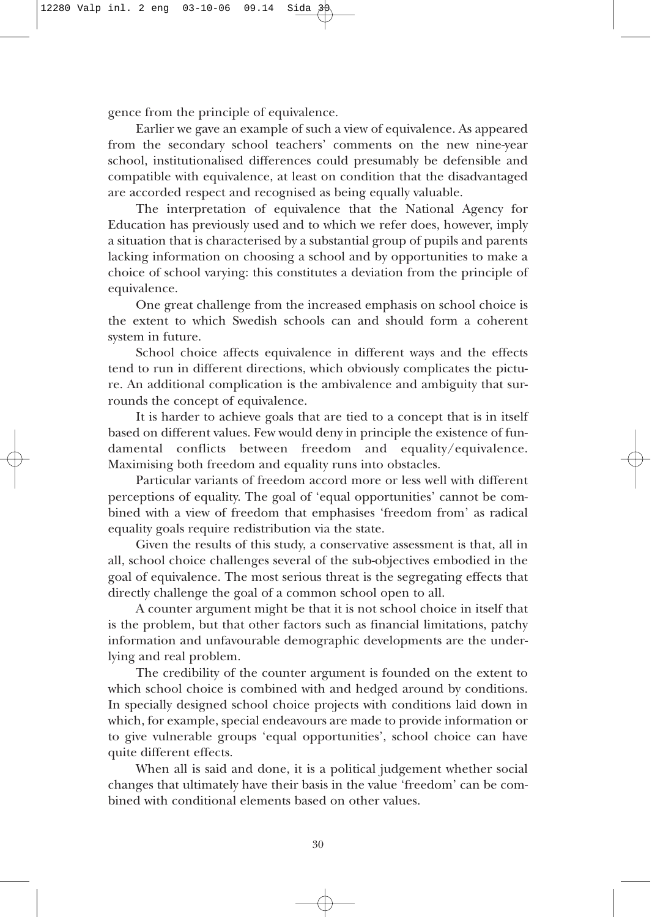gence from the principle of equivalence.

Earlier we gave an example of such a view of equivalence. As appeared from the secondary school teachers' comments on the new nine-year school, institutionalised differences could presumably be defensible and compatible with equivalence, at least on condition that the disadvantaged are accorded respect and recognised as being equally valuable.

The interpretation of equivalence that the National Agency for Education has previously used and to which we refer does, however, imply a situation that is characterised by a substantial group of pupils and parents lacking information on choosing a school and by opportunities to make a choice of school varying: this constitutes a deviation from the principle of equivalence.

One great challenge from the increased emphasis on school choice is the extent to which Swedish schools can and should form a coherent system in future.

School choice affects equivalence in different ways and the effects tend to run in different directions, which obviously complicates the picture. An additional complication is the ambivalence and ambiguity that surrounds the concept of equivalence.

It is harder to achieve goals that are tied to a concept that is in itself based on different values. Few would deny in principle the existence of fundamental conflicts between freedom and equality/equivalence. Maximising both freedom and equality runs into obstacles.

Particular variants of freedom accord more or less well with different perceptions of equality. The goal of 'equal opportunities' cannot be combined with a view of freedom that emphasises 'freedom from' as radical equality goals require redistribution via the state.

Given the results of this study, a conservative assessment is that, all in all, school choice challenges several of the sub-objectives embodied in the goal of equivalence. The most serious threat is the segregating effects that directly challenge the goal of a common school open to all.

A counter argument might be that it is not school choice in itself that is the problem, but that other factors such as financial limitations, patchy information and unfavourable demographic developments are the underlying and real problem.

The credibility of the counter argument is founded on the extent to which school choice is combined with and hedged around by conditions. In specially designed school choice projects with conditions laid down in which, for example, special endeavours are made to provide information or to give vulnerable groups 'equal opportunities', school choice can have quite different effects.

When all is said and done, it is a political judgement whether social changes that ultimately have their basis in the value 'freedom' can be combined with conditional elements based on other values.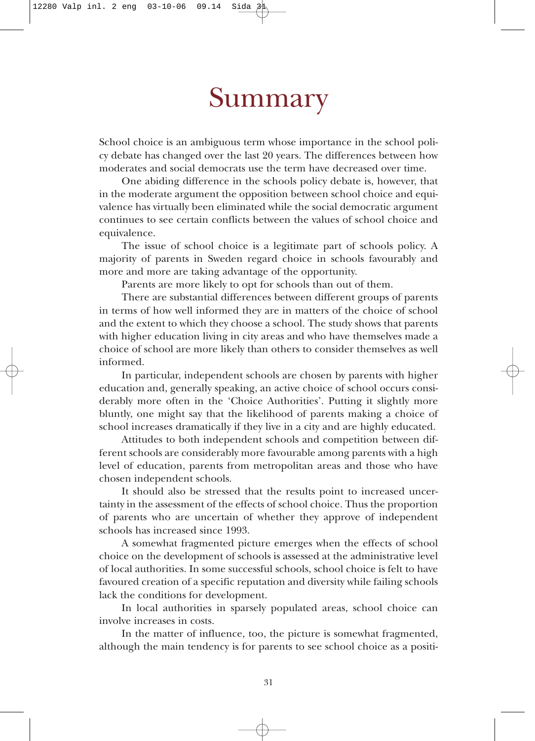# Summary

School choice is an ambiguous term whose importance in the school policy debate has changed over the last 20 years. The differences between how moderates and social democrats use the term have decreased over time.

One abiding difference in the schools policy debate is, however, that in the moderate argument the opposition between school choice and equivalence has virtually been eliminated while the social democratic argument continues to see certain conflicts between the values of school choice and equivalence.

The issue of school choice is a legitimate part of schools policy. A majority of parents in Sweden regard choice in schools favourably and more and more are taking advantage of the opportunity.

Parents are more likely to opt for schools than out of them.

There are substantial differences between different groups of parents in terms of how well informed they are in matters of the choice of school and the extent to which they choose a school. The study shows that parents with higher education living in city areas and who have themselves made a choice of school are more likely than others to consider themselves as well informed.

In particular, independent schools are chosen by parents with higher education and, generally speaking, an active choice of school occurs considerably more often in the 'Choice Authorities'. Putting it slightly more bluntly, one might say that the likelihood of parents making a choice of school increases dramatically if they live in a city and are highly educated.

Attitudes to both independent schools and competition between different schools are considerably more favourable among parents with a high level of education, parents from metropolitan areas and those who have chosen independent schools.

It should also be stressed that the results point to increased uncertainty in the assessment of the effects of school choice. Thus the proportion of parents who are uncertain of whether they approve of independent schools has increased since 1993.

A somewhat fragmented picture emerges when the effects of school choice on the development of schools is assessed at the administrative level of local authorities. In some successful schools, school choice is felt to have favoured creation of a specific reputation and diversity while failing schools lack the conditions for development.

In local authorities in sparsely populated areas, school choice can involve increases in costs.

In the matter of influence, too, the picture is somewhat fragmented, although the main tendency is for parents to see school choice as a positi-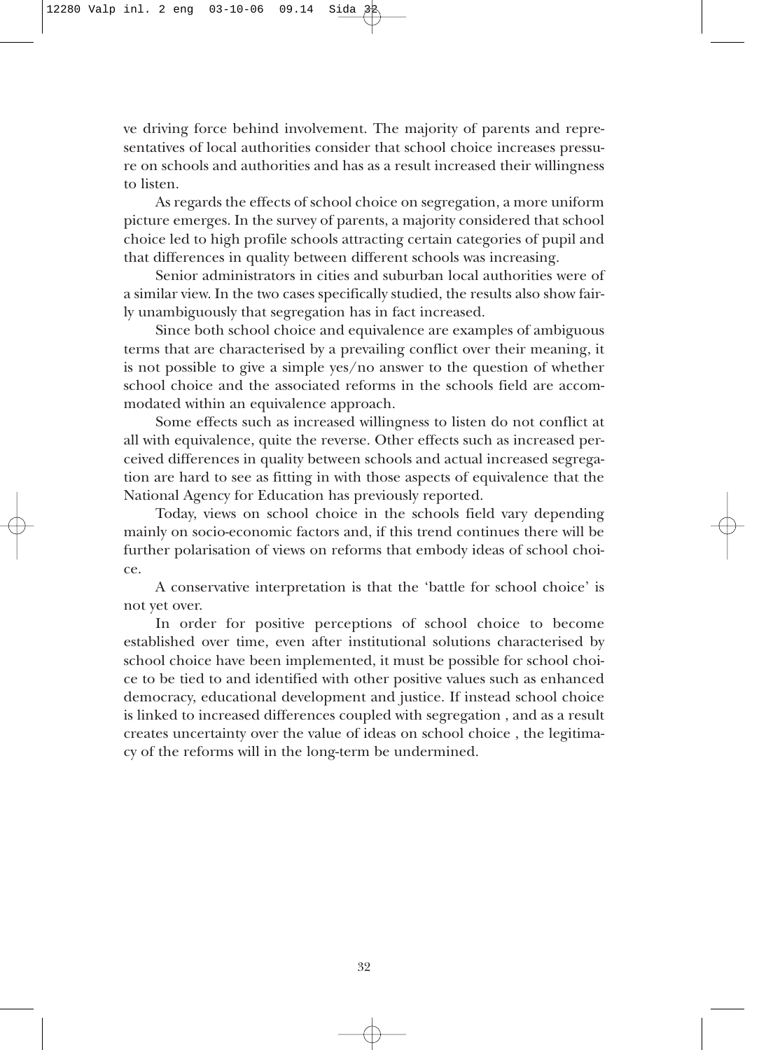ve driving force behind involvement. The majority of parents and representatives of local authorities consider that school choice increases pressure on schools and authorities and has as a result increased their willingness to listen.

As regards the effects of school choice on segregation, a more uniform picture emerges. In the survey of parents, a majority considered that school choice led to high profile schools attracting certain categories of pupil and that differences in quality between different schools was increasing.

Senior administrators in cities and suburban local authorities were of a similar view. In the two cases specifically studied, the results also show fairly unambiguously that segregation has in fact increased.

Since both school choice and equivalence are examples of ambiguous terms that are characterised by a prevailing conflict over their meaning, it is not possible to give a simple yes/no answer to the question of whether school choice and the associated reforms in the schools field are accommodated within an equivalence approach.

Some effects such as increased willingness to listen do not conflict at all with equivalence, quite the reverse. Other effects such as increased perceived differences in quality between schools and actual increased segregation are hard to see as fitting in with those aspects of equivalence that the National Agency for Education has previously reported.

Today, views on school choice in the schools field vary depending mainly on socio-economic factors and, if this trend continues there will be further polarisation of views on reforms that embody ideas of school choice.

A conservative interpretation is that the 'battle for school choice' is not yet over.

In order for positive perceptions of school choice to become established over time, even after institutional solutions characterised by school choice have been implemented, it must be possible for school choice to be tied to and identified with other positive values such as enhanced democracy, educational development and justice. If instead school choice is linked to increased differences coupled with segregation , and as a result creates uncertainty over the value of ideas on school choice , the legitimacy of the reforms will in the long-term be undermined.